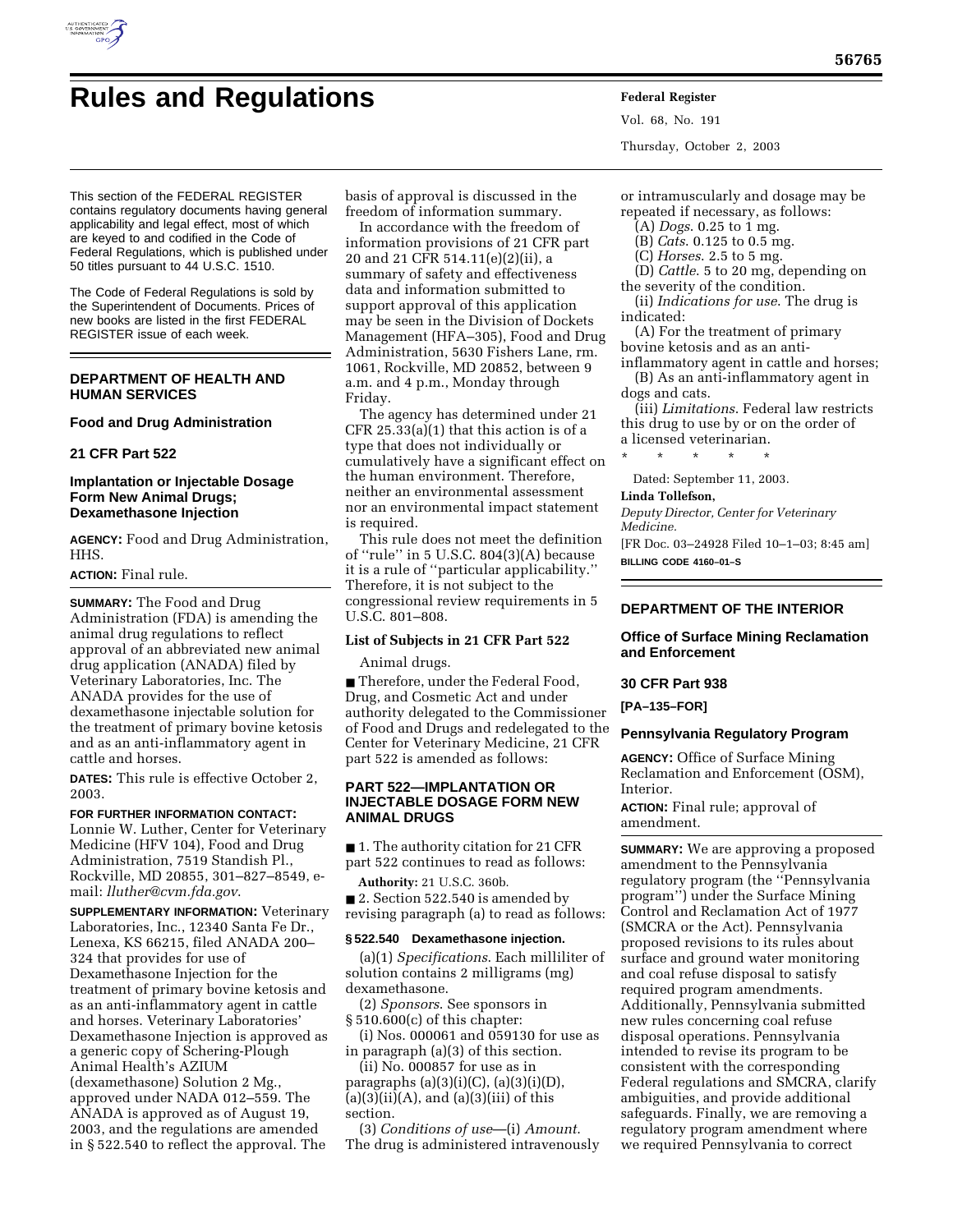# Rules and Regulations

This section of the FEDERAL REGISTER contains regulatory documents having general applicability and legal effect, most of which are keyed to and codified in the Code of Federal Regulations, which is published under 50 titles pursuant to 44 U.S.C. 1510.

The Code of Federal Regulations is sold by the Superintendent of Documents. Prices of new books are listed in the first FEDERAL REGISTER issue of each week.

## DEPARTMENT OF HEALTH AND HUMAN SERVICES

### Food and Drug Administration

### 21 CFR Part 522

### Implantation or Injectable Dosage Form New Animal Drugs; Dexamethasone Injection

**AGENCY:** Food and Drug Administration, HHS.

**ACTION:** Final rule.

**SUMMARY:** The Food and Drug Administration (FDA) is amending the animal drug regulations to reflect approval of an abbreviated new animal drug application (ANADA) filed by Veterinary Laboratories, Inc. The ANADA provides for the use of dexamethasone injectable solution for the treatment of primary bovine ketosis and as an anti-inflammatory agent in cattle and horses.

**DATES:** This rule is effective October 2, 2003.

**FOR FURTHER INFORMATION CONTACT:** Lonnie W. Luther, Center for Veterinary Medicine (HFV 104), Food and Drug Administration, 7519 Standish Pl., Rockville, MD 20855, 301–827–8549, e-mail: *lluther@cvm.fda.gov*.

**SUPPLEMENTARY INFORMATION:** Veterinary Laboratories, Inc., 12340 Santa Fe Dr., Lenexa, KS 66215, filed ANADA 200–324 that provides for use of Dexamethasone Injection for the treatment of primary bovine ketosis and as an anti-inflammatory agent in cattle and horses. Veterinary Laboratories' Dexamethasone Injection is approved as a generic copy of Schering-Plough Animal Health's AZIUM (dexamethasone) Solution 2 Mg., approved under NADA 012–559. The ANADA is approved as of August 19, 2003, and the regulations are amended in § 522.540 to reflect the approval. The basis of approval is discussed in the freedom of information summary.

In accordance with the freedom of information provisions of 21 CFR part 20 and 21 CFR 514.11(e)(2)(ii), a summary of safety and effectiveness data and information submitted to support approval of this application may be seen in the Division of Dockets Management (HFA–305), Food and Drug Administration, 5630 Fishers Lane, rm. 1061, Rockville, MD 20852, between 9 a.m. and 4 p.m., Monday through Friday.

The agency has determined under 21 CFR 25.33(a)(1) that this action is of a type that does not individually or cumulatively have a significant effect on the human environment. Therefore, neither an environmental assessment nor an environmental impact statement is required.

This rule does not meet the definition of ''rule'' in 5 U.S.C. 804(3)(A) because it is a rule of ''particular applicability.'' Therefore, it is not subject to the congressional review requirements in 5 U.S.C. 801–808.

#### List of Subjects in 21 CFR Part 522

Animal drugs.

■ Therefore, under the Federal Food, Drug, and Cosmetic Act and under authority delegated to the Commissioner of Food and Drugs and redelegated to the Center for Veterinary Medicine, 21 CFR part 522 is amended as follows:

#### PART 522—IMPLANTATION OR INJECTABLE DOSAGE FORM NEW ANIMAL DRUGS

■ 1. The authority citation for 21 CFR part 522 continues to read as follows:

**Authority:** 21 U.S.C. 360b.

■ 2. Section 522.540 is amended by revising paragraph (a) to read as follows:

#### § 522.540 Dexamethasone injection.

(a)(1) *Specifications*. Each milliliter of solution contains 2 milligrams (mg) dexamethasone.

(2) *Sponsors*. See sponsors in § 510.600(c) of this chapter:

(i) Nos. 000061 and 059130 for use as in paragraph (a)(3) of this section.

(ii) No. 000857 for use as in paragraphs (a)(3)(i)(C), (a)(3)(i)(D), (a)(3)(ii)(A), and (a)(3)(iii) of this section.

(3) *Conditions of use*—(i) *Amount*. The drug is administered intravenously or intramuscularly and dosage may be repeated if necessary, as follows:

(A) *Dogs*. 0.25 to 1 mg.

(B) *Cats*. 0.125 to 0.5 mg.

(C) *Horses*. 2.5 to 5 mg.

(D) *Cattle*. 5 to 20 mg, depending on the severity of the condition.

(ii) *Indications for use*. The drug is indicated:

(A) For the treatment of primary bovine ketosis and as an anti-inflammatory agent in cattle and horses;

(B) As an anti-inflammatory agent in dogs and cats.

(iii) *Limitations*. Federal law restricts this drug to use by or on the order of a licensed veterinarian.

\* \* \* \* \*

Dated: September 11, 2003.

**Linda Tollefson,**

*Deputy Director, Center for Veterinary Medicine.*

[FR Doc. 03–24928 Filed 10–1–03; 8:45 am]

**BILLING CODE 4160–01–S**

## DEPARTMENT OF THE INTERIOR

### Office of Surface Mining Reclamation and Enforcement

### 30 CFR Part 938

**[PA–135–FOR]**

### Pennsylvania Regulatory Program

**AGENCY:** Office of Surface Mining Reclamation and Enforcement (OSM), Interior.

**ACTION:** Final rule; approval of amendment.

**SUMMARY:** We are approving a proposed amendment to the Pennsylvania regulatory program (the ''Pennsylvania program'') under the Surface Mining Control and Reclamation Act of 1977 (SMCRA or the Act). Pennsylvania proposed revisions to its rules about surface and ground water monitoring and coal refuse disposal to satisfy required program amendments. Additionally, Pennsylvania submitted new rules concerning coal refuse disposal operations. Pennsylvania intended to revise its program to be consistent with the corresponding Federal regulations and SMCRA, clarify ambiguities, and provide additional safeguards. Finally, we are removing a regulatory program amendment where we required Pennsylvania to correct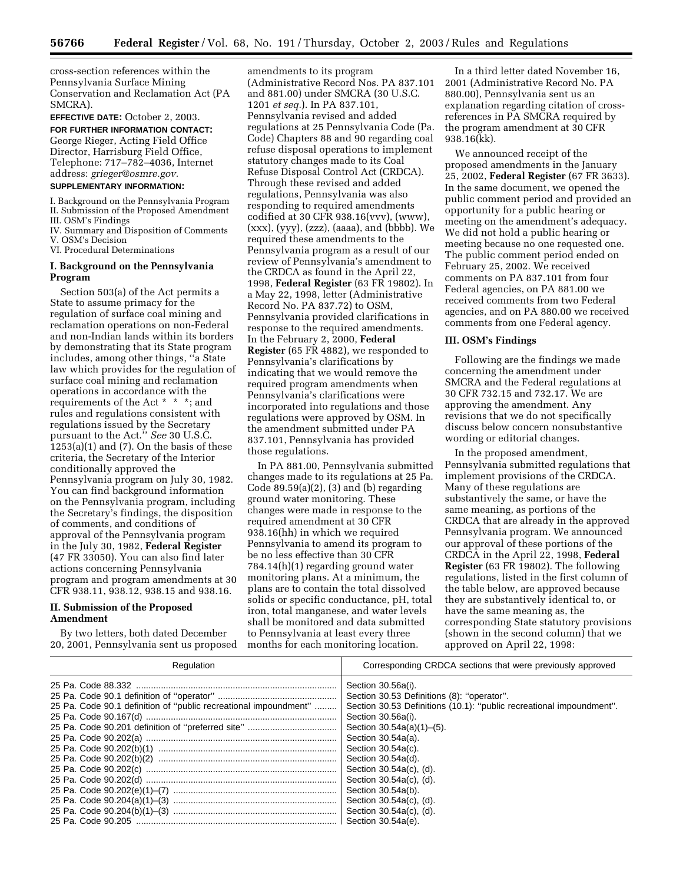cross-section references within the Pennsylvania Surface Mining Conservation and Reclamation Act (PA SMCRA).

**EFFECTIVE DATE:** October 2, 2003.

**FOR FURTHER INFORMATION CONTACT:** George Rieger, Acting Field Office Director, Harrisburg Field Office, Telephone: 717–782–4036, Internet address: *grieger@osmre.gov*.

**SUPPLEMENTARY INFORMATION:**

I. Background on the Pennsylvania Program
II. Submission of the Proposed Amendment
III. OSM's Findings
IV. Summary and Disposition of Comments
V. OSM's Decision
VI. Procedural Determinations

## I. Background on the Pennsylvania Program

Section 503(a) of the Act permits a State to assume primacy for the regulation of surface coal mining and reclamation operations on non-Federal and non-Indian lands within its borders by demonstrating that its State program includes, among other things, ''a State law which provides for the regulation of surface coal mining and reclamation operations in accordance with the requirements of the Act * * *; and rules and regulations consistent with regulations issued by the Secretary pursuant to the Act.'' *See* 30 U.S.C. 1253(a)(1) and (7). On the basis of these criteria, the Secretary of the Interior conditionally approved the Pennsylvania program on July 30, 1982. You can find background information on the Pennsylvania program, including the Secretary's findings, the disposition of comments, and conditions of approval of the Pennsylvania program in the July 30, 1982, **Federal Register** (47 FR 33050). You can also find later actions concerning Pennsylvania program and program amendments at 30 CFR 938.11, 938.12, 938.15 and 938.16.

## II. Submission of the Proposed Amendment

By two letters, both dated December 20, 2001, Pennsylvania sent us proposed amendments to its program (Administrative Record Nos. PA 837.101 and 881.00) under SMCRA (30 U.S.C. 1201 *et seq.*). In PA 837.101, Pennsylvania revised and added regulations at 25 Pennsylvania Code (Pa. Code) Chapters 88 and 90 regarding coal refuse disposal operations to implement statutory changes made to its Coal Refuse Disposal Control Act (CRDCA). Through these revised and added regulations, Pennsylvania was also responding to required amendments codified at 30 CFR 938.16(vvv), (www), (xxx), (yyy), (zzz), (aaaa), and (bbbb). We required these amendments to the Pennsylvania program as a result of our review of Pennsylvania's amendment to the CRDCA as found in the April 22, 1998, **Federal Register** (63 FR 19802). In a May 22, 1998, letter (Administrative Record No. PA 837.72) to OSM, Pennsylvania provided clarifications in response to the required amendments. In the February 2, 2000, **Federal Register** (65 FR 4882), we responded to Pennsylvania's clarifications by indicating that we would remove the required program amendments when Pennsylvania's clarifications were incorporated into regulations and those regulations were approved by OSM. In the amendment submitted under PA 837.101, Pennsylvania has provided those regulations.

In PA 881.00, Pennsylvania submitted changes made to its regulations at 25 Pa. Code 89.59(a)(2), (3) and (b) regarding ground water monitoring. These changes were made in response to the required amendment at 30 CFR 938.16(hh) in which we required Pennsylvania to amend its program to be no less effective than 30 CFR 784.14(h)(1) regarding ground water monitoring plans. At a minimum, the plans are to contain the total dissolved solids or specific conductance, pH, total iron, total manganese, and water levels shall be monitored and data submitted to Pennsylvania at least every three months for each monitoring location.

In a third letter dated November 16, 2001 (Administrative Record No. PA 880.00), Pennsylvania sent us an explanation regarding citation of cross-references in PA SMCRA required by the program amendment at 30 CFR 938.16(kk).

We announced receipt of the proposed amendments in the January 25, 2002, **Federal Register** (67 FR 3633). In the same document, we opened the public comment period and provided an opportunity for a public hearing or meeting on the amendment's adequacy. We did not hold a public hearing or meeting because no one requested one. The public comment period ended on February 25, 2002. We received comments on PA 837.101 from four Federal agencies, on PA 881.00 we received comments from two Federal agencies, and on PA 880.00 we received comments from one Federal agency.

## III. OSM's Findings

Following are the findings we made concerning the amendment under SMCRA and the Federal regulations at 30 CFR 732.15 and 732.17. We are approving the amendment. Any revisions that we do not specifically discuss below concern nonsubstantive wording or editorial changes.

In the proposed amendment, Pennsylvania submitted regulations that implement provisions of the CRDCA. Many of these regulations are substantively the same, or have the same meaning, as portions of the CRDCA that are already in the approved Pennsylvania program. We announced our approval of these portions of the CRDCA in the April 22, 1998, **Federal Register** (63 FR 19802). The following regulations, listed in the first column of the table below, are approved because they are substantively identical to, or have the same meaning as, the corresponding State statutory provisions (shown in the second column) that we approved on April 22, 1998:

| Regulation | Corresponding CRDCA sections that were previously approved |
|---|---|
| 25 Pa. Code 88.332 | Section 30.56a(i). |
| 25 Pa. Code 90.1 definition of ''operator'' | Section 30.53 Definitions (8): ''operator''. |
| 25 Pa. Code 90.1 definition of ''public recreational impoundment'' | Section 30.53 Definitions (10.1): ''public recreational impoundment''. |
| 25 Pa. Code 90.167(d) | Section 30.56a(i). |
| 25 Pa. Code 90.201 definition of ''preferred site'' | Section 30.54a(a)(1)–(5). |
| 25 Pa. Code 90.202(a) | Section 30.54a(a). |
| 25 Pa. Code 90.202(b)(1) | Section 30.54a(c). |
| 25 Pa. Code 90.202(b)(2) | Section 30.54a(d). |
| 25 Pa. Code 90.202(c) | Section 30.54a(c), (d). |
| 25 Pa. Code 90.202(d) | Section 30.54a(c), (d). |
| 25 Pa. Code 90.202(e)(1)–(7) | Section 30.54a(b). |
| 25 Pa. Code 90.204(a)(1)–(3) | Section 30.54a(c), (d). |
| 25 Pa. Code 90.204(b)(1)–(3) | Section 30.54a(c), (d). |
| 25 Pa. Code 90.205 | Section 30.54a(e). |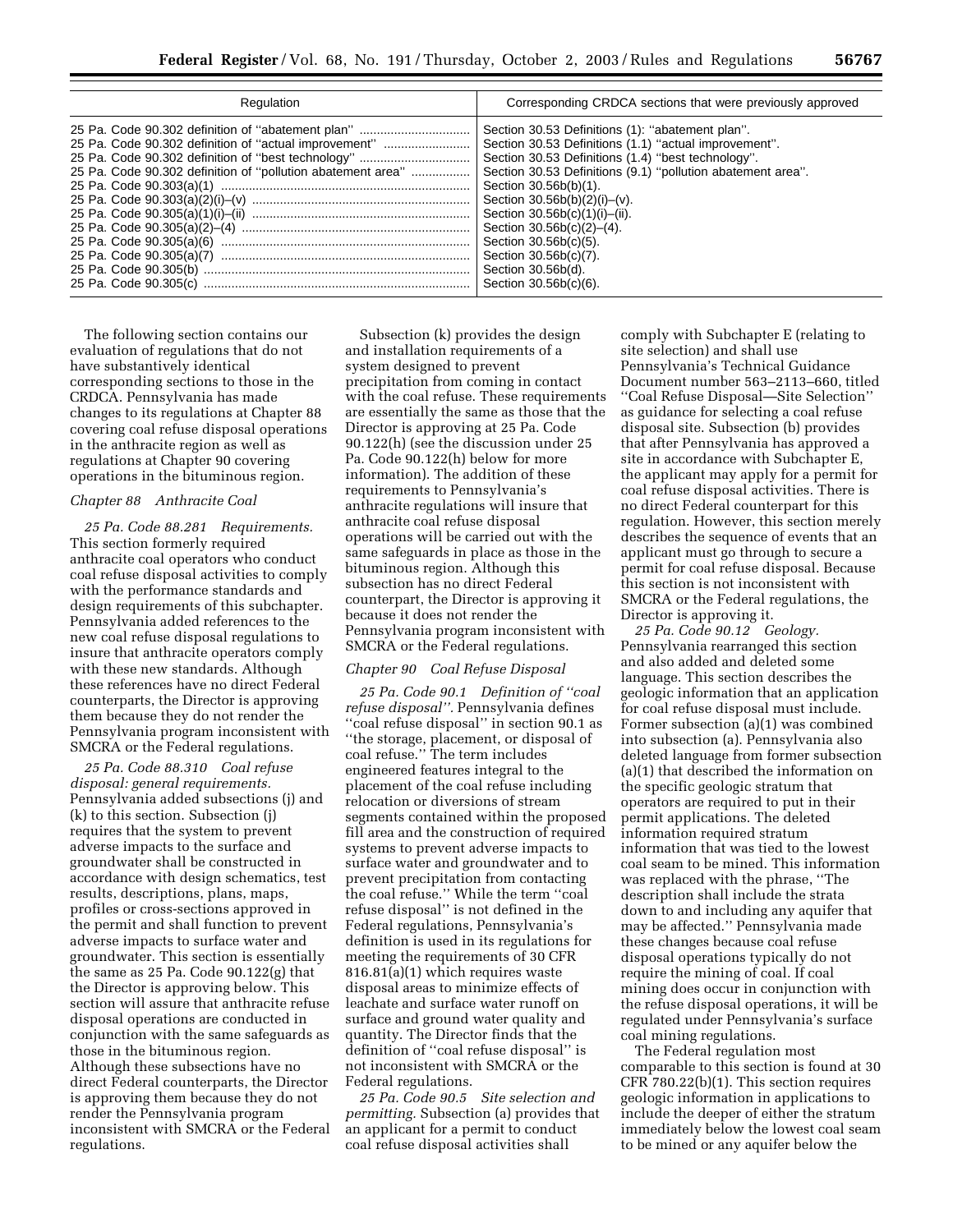| Regulation | Corresponding CRDCA sections that were previously approved |
|---|---|
| 25 Pa. Code 90.302 definition of ''abatement plan'' | Section 30.53 Definitions (1): ''abatement plan''. |
| 25 Pa. Code 90.302 definition of ''actual improvement'' | Section 30.53 Definitions (1.1) ''actual improvement''. |
| 25 Pa. Code 90.302 definition of ''best technology'' | Section 30.53 Definitions (1.4) ''best technology''. |
| 25 Pa. Code 90.302 definition of ''pollution abatement area'' | Section 30.53 Definitions (9.1) ''pollution abatement area''. |
| 25 Pa. Code 90.303(a)(1) | Section 30.56b(b)(1). |
| 25 Pa. Code 90.303(a)(2)(i)–(v) | Section 30.56b(b)(2)(i)–(v). |
| 25 Pa. Code 90.305(a)(1)(i)–(ii) | Section 30.56b(c)(1)(i)–(ii). |
| 25 Pa. Code 90.305(a)(2)–(4) | Section 30.56b(c)(2)–(4). |
| 25 Pa. Code 90.305(a)(6) | Section 30.56b(c)(5). |
| 25 Pa. Code 90.305(a)(7) | Section 30.56b(c)(7). |
| 25 Pa. Code 90.305(b) | Section 30.56b(d). |
| 25 Pa. Code 90.305(c) | Section 30.56b(c)(6). |

The following section contains our evaluation of regulations that do not have substantively identical corresponding sections to those in the CRDCA. Pennsylvania has made changes to its regulations at Chapter 88 covering coal refuse disposal operations in the anthracite region as well as regulations at Chapter 90 covering operations in the bituminous region.

*Chapter 88 Anthracite Coal*

*25 Pa. Code 88.281 Requirements.* This section formerly required anthracite coal operators who conduct coal refuse disposal activities to comply with the performance standards and design requirements of this subchapter. Pennsylvania added references to the new coal refuse disposal regulations to insure that anthracite operators comply with these new standards. Although these references have no direct Federal counterparts, the Director is approving them because they do not render the Pennsylvania program inconsistent with SMCRA or the Federal regulations.

*25 Pa. Code 88.310 Coal refuse disposal: general requirements.* Pennsylvania added subsections (j) and (k) to this section. Subsection (j) requires that the system to prevent adverse impacts to the surface and groundwater shall be constructed in accordance with design schematics, test results, descriptions, plans, maps, profiles or cross-sections approved in the permit and shall function to prevent adverse impacts to surface water and groundwater. This section is essentially the same as 25 Pa. Code 90.122(g) that the Director is approving below. This section will assure that anthracite refuse disposal operations are conducted in conjunction with the same safeguards as those in the bituminous region. Although these subsections have no direct Federal counterparts, the Director is approving them because they do not render the Pennsylvania program inconsistent with SMCRA or the Federal regulations.

Subsection (k) provides the design and installation requirements of a system designed to prevent precipitation from coming in contact with the coal refuse. These requirements are essentially the same as those that the Director is approving at 25 Pa. Code 90.122(h) (see the discussion under 25 Pa. Code 90.122(h) below for more information). The addition of these requirements to Pennsylvania's anthracite regulations will insure that anthracite coal refuse disposal operations will be carried out with the same safeguards in place as those in the bituminous region. Although this subsection has no direct Federal counterpart, the Director is approving it because it does not render the Pennsylvania program inconsistent with SMCRA or the Federal regulations.

*Chapter 90 Coal Refuse Disposal*

*25 Pa. Code 90.1 Definition of ''coal refuse disposal''.* Pennsylvania defines ''coal refuse disposal'' in section 90.1 as ''the storage, placement, or disposal of coal refuse.'' The term includes engineered features integral to the placement of the coal refuse including relocation or diversions of stream segments contained within the proposed fill area and the construction of required systems to prevent adverse impacts to surface water and groundwater and to prevent precipitation from contacting the coal refuse.'' While the term ''coal refuse disposal'' is not defined in the Federal regulations, Pennsylvania's definition is used in its regulations for meeting the requirements of 30 CFR 816.81(a)(1) which requires waste disposal areas to minimize effects of leachate and surface water runoff on surface and ground water quality and quantity. The Director finds that the definition of ''coal refuse disposal'' is not inconsistent with SMCRA or the Federal regulations.

*25 Pa. Code 90.5 Site selection and permitting.* Subsection (a) provides that an applicant for a permit to conduct coal refuse disposal activities shall comply with Subchapter E (relating to site selection) and shall use Pennsylvania's Technical Guidance Document number 563–2113–660, titled ''Coal Refuse Disposal—Site Selection'' as guidance for selecting a coal refuse disposal site. Subsection (b) provides that after Pennsylvania has approved a site in accordance with Subchapter E, the applicant may apply for a permit for coal refuse disposal activities. There is no direct Federal counterpart for this regulation. However, this section merely describes the sequence of events that an applicant must go through to secure a permit for coal refuse disposal. Because this section is not inconsistent with SMCRA or the Federal regulations, the Director is approving it.

*25 Pa. Code 90.12 Geology.* Pennsylvania rearranged this section and also added and deleted some language. This section describes the geologic information that an application for coal refuse disposal must include. Former subsection (a)(1) was combined into subsection (a). Pennsylvania also deleted language from former subsection (a)(1) that described the information on the specific geologic stratum that operators are required to put in their permit applications. The deleted information required stratum information that was tied to the lowest coal seam to be mined. This information was replaced with the phrase, ''The description shall include the strata down to and including any aquifer that may be affected.'' Pennsylvania made these changes because coal refuse disposal operations typically do not require the mining of coal. If coal mining does occur in conjunction with the refuse disposal operations, it will be regulated under Pennsylvania's surface coal mining regulations.

The Federal regulation most comparable to this section is found at 30 CFR 780.22(b)(1). This section requires geologic information in applications to include the deeper of either the stratum immediately below the lowest coal seam to be mined or any aquifer below the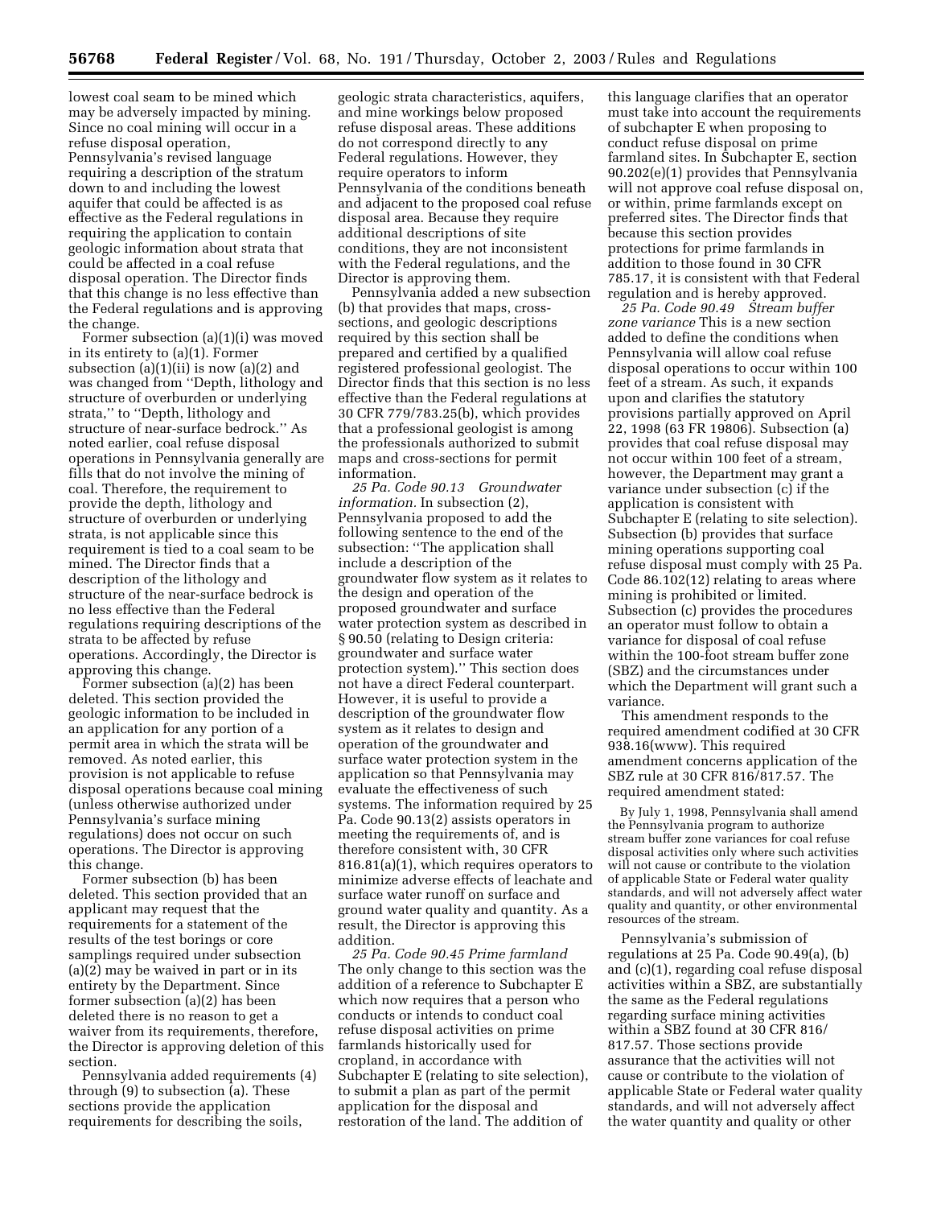lowest coal seam to be mined which may be adversely impacted by mining. Since no coal mining will occur in a refuse disposal operation, Pennsylvania's revised language requiring a description of the stratum down to and including the lowest aquifer that could be affected is as effective as the Federal regulations in requiring the application to contain geologic information about strata that could be affected in a coal refuse disposal operation. The Director finds that this change is no less effective than the Federal regulations and is approving the change.

Former subsection (a)(1)(i) was moved in its entirety to (a)(1). Former subsection (a)(1)(ii) is now (a)(2) and was changed from ''Depth, lithology and structure of overburden or underlying strata,'' to ''Depth, lithology and structure of near-surface bedrock.'' As noted earlier, coal refuse disposal operations in Pennsylvania generally are fills that do not involve the mining of coal. Therefore, the requirement to provide the depth, lithology and structure of overburden or underlying strata, is not applicable since this requirement is tied to a coal seam to be mined. The Director finds that a description of the lithology and structure of the near-surface bedrock is no less effective than the Federal regulations requiring descriptions of the strata to be affected by refuse operations. Accordingly, the Director is approving this change.

Former subsection (a)(2) has been deleted. This section provided the geologic information to be included in an application for any portion of a permit area in which the strata will be removed. As noted earlier, this provision is not applicable to refuse disposal operations because coal mining (unless otherwise authorized under Pennsylvania's surface mining regulations) does not occur on such operations. The Director is approving this change.

Former subsection (b) has been deleted. This section provided that an applicant may request that the requirements for a statement of the results of the test borings or core samplings required under subsection (a)(2) may be waived in part or in its entirety by the Department. Since former subsection (a)(2) has been deleted there is no reason to get a waiver from its requirements, therefore, the Director is approving deletion of this section.

Pennsylvania added requirements (4) through (9) to subsection (a). These sections provide the application requirements for describing the soils, geologic strata characteristics, aquifers, and mine workings below proposed refuse disposal areas. These additions do not correspond directly to any Federal regulations. However, they require operators to inform Pennsylvania of the conditions beneath and adjacent to the proposed coal refuse disposal area. Because they require additional descriptions of site conditions, they are not inconsistent with the Federal regulations, and the Director is approving them.

Pennsylvania added a new subsection (b) that provides that maps, cross-sections, and geologic descriptions required by this section shall be prepared and certified by a qualified registered professional geologist. The Director finds that this section is no less effective than the Federal regulations at 30 CFR 779/783.25(b), which provides that a professional geologist is among the professionals authorized to submit maps and cross-sections for permit information.

*25 Pa. Code 90.13 Groundwater information.* In subsection (2), Pennsylvania proposed to add the following sentence to the end of the subsection: ''The application shall include a description of the groundwater flow system as it relates to the design and operation of the proposed groundwater and surface water protection system as described in § 90.50 (relating to Design criteria: groundwater and surface water protection system).'' This section does not have a direct Federal counterpart. However, it is useful to provide a description of the groundwater flow system as it relates to design and operation of the groundwater and surface water protection system in the application so that Pennsylvania may evaluate the effectiveness of such systems. The information required by 25 Pa. Code 90.13(2) assists operators in meeting the requirements of, and is therefore consistent with, 30 CFR 816.81(a)(1), which requires operators to minimize adverse effects of leachate and surface water runoff on surface and ground water quality and quantity. As a result, the Director is approving this addition.

*25 Pa. Code 90.45 Prime farmland* The only change to this section was the addition of a reference to Subchapter E which now requires that a person who conducts or intends to conduct coal refuse disposal activities on prime farmlands historically used for cropland, in accordance with Subchapter E (relating to site selection), to submit a plan as part of the permit application for the disposal and restoration of the land. The addition of this language clarifies that an operator must take into account the requirements of subchapter E when proposing to conduct refuse disposal on prime farmland sites. In Subchapter E, section 90.202(e)(1) provides that Pennsylvania will not approve coal refuse disposal on, or within, prime farmlands except on preferred sites. The Director finds that because this section provides protections for prime farmlands in addition to those found in 30 CFR 785.17, it is consistent with that Federal regulation and is hereby approved.

*25 Pa. Code 90.49 Stream buffer zone variance* This is a new section added to define the conditions when Pennsylvania will allow coal refuse disposal operations to occur within 100 feet of a stream. As such, it expands upon and clarifies the statutory provisions partially approved on April 22, 1998 (63 FR 19806). Subsection (a) provides that coal refuse disposal may not occur within 100 feet of a stream, however, the Department may grant a variance under subsection (c) if the application is consistent with Subchapter E (relating to site selection). Subsection (b) provides that surface mining operations supporting coal refuse disposal must comply with 25 Pa. Code 86.102(12) relating to areas where mining is prohibited or limited. Subsection (c) provides the procedures an operator must follow to obtain a variance for disposal of coal refuse within the 100-foot stream buffer zone (SBZ) and the circumstances under which the Department will grant such a variance.

This amendment responds to the required amendment codified at 30 CFR 938.16(www). This required amendment concerns application of the SBZ rule at 30 CFR 816/817.57. The required amendment stated:

> By July 1, 1998, Pennsylvania shall amend the Pennsylvania program to authorize stream buffer zone variances for coal refuse disposal activities only where such activities will not cause or contribute to the violation of applicable State or Federal water quality standards, and will not adversely affect water quality and quantity, or other environmental resources of the stream.

Pennsylvania's submission of regulations at 25 Pa. Code 90.49(a), (b) and (c)(1), regarding coal refuse disposal activities within a SBZ, are substantially the same as the Federal regulations regarding surface mining activities within a SBZ found at 30 CFR 816/817.57. Those sections provide assurance that the activities will not cause or contribute to the violation of applicable State or Federal water quality standards, and will not adversely affect the water quantity and quality or other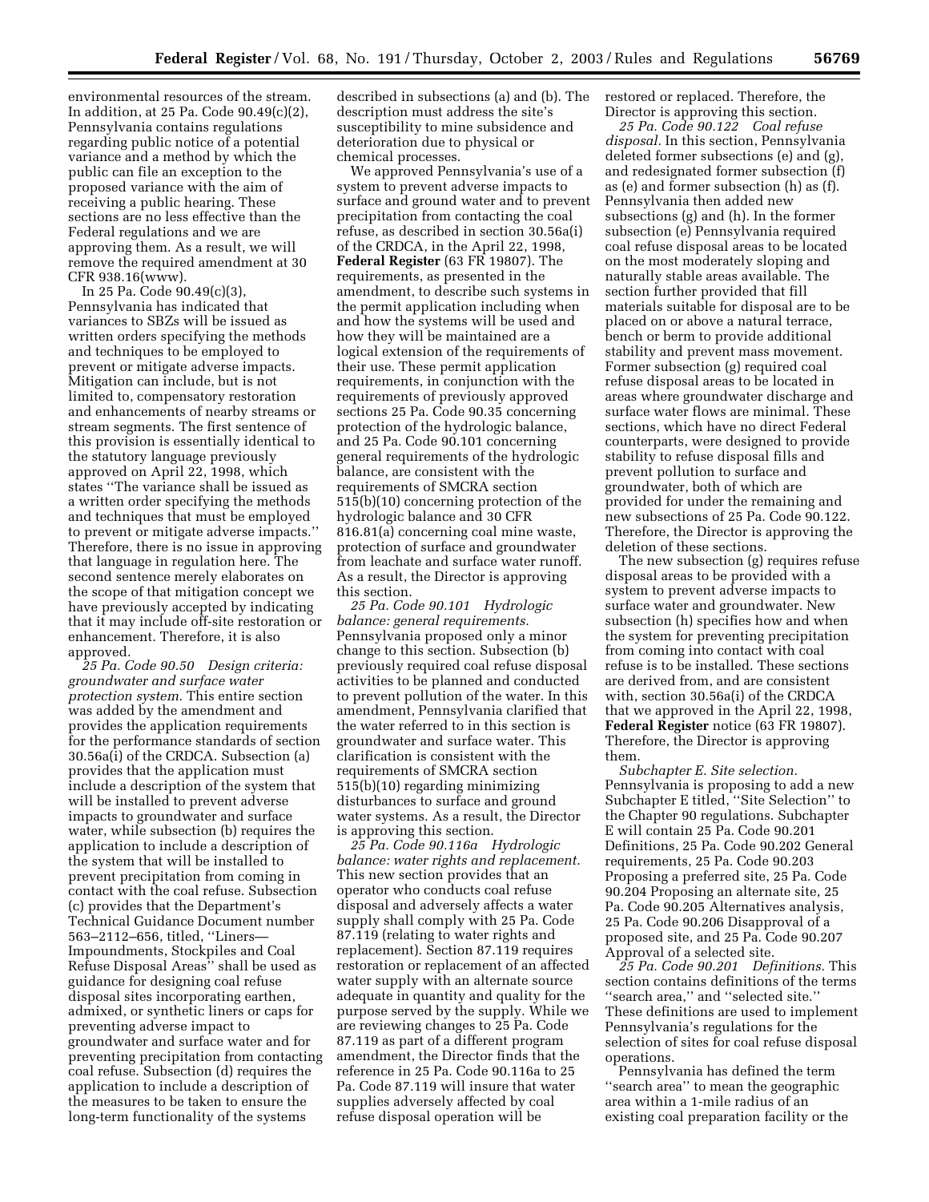environmental resources of the stream. In addition, at 25 Pa. Code 90.49(c)(2), Pennsylvania contains regulations regarding public notice of a potential variance and a method by which the public can file an exception to the proposed variance with the aim of receiving a public hearing. These sections are no less effective than the Federal regulations and we are approving them. As a result, we will remove the required amendment at 30 CFR 938.16(www).

In 25 Pa. Code 90.49(c)(3), Pennsylvania has indicated that variances to SBZs will be issued as written orders specifying the methods and techniques to be employed to prevent or mitigate adverse impacts. Mitigation can include, but is not limited to, compensatory restoration and enhancements of nearby streams or stream segments. The first sentence of this provision is essentially identical to the statutory language previously approved on April 22, 1998, which states ''The variance shall be issued as a written order specifying the methods and techniques that must be employed to prevent or mitigate adverse impacts.'' Therefore, there is no issue in approving that language in regulation here. The second sentence merely elaborates on the scope of that mitigation concept we have previously accepted by indicating that it may include off-site restoration or enhancement. Therefore, it is also approved.

*25 Pa. Code 90.50 Design criteria: groundwater and surface water protection system.* This entire section was added by the amendment and provides the application requirements for the performance standards of section 30.56a(i) of the CRDCA. Subsection (a) provides that the application must include a description of the system that will be installed to prevent adverse impacts to groundwater and surface water, while subsection (b) requires the application to include a description of the system that will be installed to prevent precipitation from coming in contact with the coal refuse. Subsection (c) provides that the Department's Technical Guidance Document number 563–2112–656, titled, ''Liners—Impoundments, Stockpiles and Coal Refuse Disposal Areas'' shall be used as guidance for designing coal refuse disposal sites incorporating earthen, admixed, or synthetic liners or caps for preventing adverse impact to groundwater and surface water and for preventing precipitation from contacting coal refuse. Subsection (d) requires the application to include a description of the measures to be taken to ensure the long-term functionality of the systems described in subsections (a) and (b). The description must address the site's susceptibility to mine subsidence and deterioration due to physical or chemical processes.

We approved Pennsylvania's use of a system to prevent adverse impacts to surface and ground water and to prevent precipitation from contacting the coal refuse, as described in section 30.56a(i) of the CRDCA, in the April 22, 1998, **Federal Register** (63 FR 19807). The requirements, as presented in the amendment, to describe such systems in the permit application including when and how the systems will be used and how they will be maintained are a logical extension of the requirements of their use. These permit application requirements, in conjunction with the requirements of previously approved sections 25 Pa. Code 90.35 concerning protection of the hydrologic balance, and 25 Pa. Code 90.101 concerning general requirements of the hydrologic balance, are consistent with the requirements of SMCRA section 515(b)(10) concerning protection of the hydrologic balance and 30 CFR 816.81(a) concerning coal mine waste, protection of surface and groundwater from leachate and surface water runoff. As a result, the Director is approving this section.

*25 Pa. Code 90.101 Hydrologic balance: general requirements.* Pennsylvania proposed only a minor change to this section. Subsection (b) previously required coal refuse disposal activities to be planned and conducted to prevent pollution of the water. In this amendment, Pennsylvania clarified that the water referred to in this section is groundwater and surface water. This clarification is consistent with the requirements of SMCRA section 515(b)(10) regarding minimizing disturbances to surface and ground water systems. As a result, the Director is approving this section.

*25 Pa. Code 90.116a Hydrologic balance: water rights and replacement.* This new section provides that an operator who conducts coal refuse disposal and adversely affects a water supply shall comply with 25 Pa. Code 87.119 (relating to water rights and replacement). Section 87.119 requires restoration or replacement of an affected water supply with an alternate source adequate in quantity and quality for the purpose served by the supply. While we are reviewing changes to 25 Pa. Code 87.119 as part of a different program amendment, the Director finds that the reference in 25 Pa. Code 90.116a to 25 Pa. Code 87.119 will insure that water supplies adversely affected by coal refuse disposal operation will be restored or replaced. Therefore, the Director is approving this section.

*25 Pa. Code 90.122 Coal refuse disposal.* In this section, Pennsylvania deleted former subsections (e) and (g), and redesignated former subsection (f) as (e) and former subsection (h) as (f). Pennsylvania then added new subsections (g) and (h). In the former subsection (e) Pennsylvania required coal refuse disposal areas to be located on the most moderately sloping and naturally stable areas available. The section further provided that fill materials suitable for disposal are to be placed on or above a natural terrace, bench or berm to provide additional stability and prevent mass movement. Former subsection (g) required coal refuse disposal areas to be located in areas where groundwater discharge and surface water flows are minimal. These sections, which have no direct Federal counterparts, were designed to provide stability to refuse disposal fills and prevent pollution to surface and groundwater, both of which are provided for under the remaining and new subsections of 25 Pa. Code 90.122. Therefore, the Director is approving the deletion of these sections.

The new subsection (g) requires refuse disposal areas to be provided with a system to prevent adverse impacts to surface water and groundwater. New subsection (h) specifies how and when the system for preventing precipitation from coming into contact with coal refuse is to be installed. These sections are derived from, and are consistent with, section 30.56a(i) of the CRDCA that we approved in the April 22, 1998, **Federal Register** notice (63 FR 19807). Therefore, the Director is approving them.

*Subchapter E. Site selection.* Pennsylvania is proposing to add a new Subchapter E titled, ''Site Selection'' to the Chapter 90 regulations. Subchapter E will contain 25 Pa. Code 90.201 Definitions, 25 Pa. Code 90.202 General requirements, 25 Pa. Code 90.203 Proposing a preferred site, 25 Pa. Code 90.204 Proposing an alternate site, 25 Pa. Code 90.205 Alternatives analysis, 25 Pa. Code 90.206 Disapproval of a proposed site, and 25 Pa. Code 90.207 Approval of a selected site.

*25 Pa. Code 90.201 Definitions.* This section contains definitions of the terms ''search area,'' and ''selected site.'' These definitions are used to implement Pennsylvania's regulations for the selection of sites for coal refuse disposal operations.

Pennsylvania has defined the term ''search area'' to mean the geographic area within a 1-mile radius of an existing coal preparation facility or the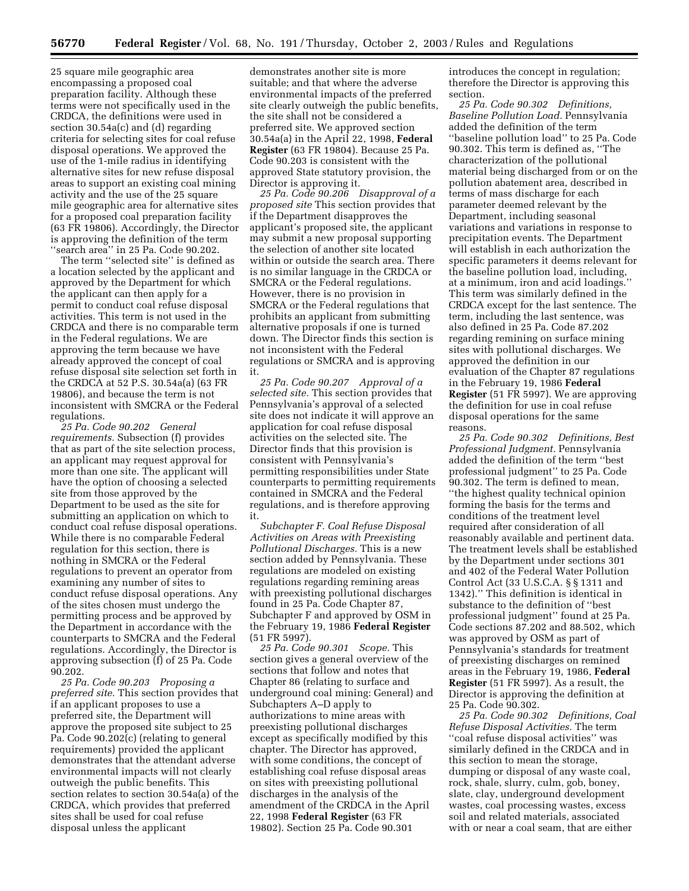25 square mile geographic area encompassing a proposed coal preparation facility. Although these terms were not specifically used in the CRDCA, the definitions were used in section 30.54a(c) and (d) regarding criteria for selecting sites for coal refuse disposal operations. We approved the use of the 1-mile radius in identifying alternative sites for new refuse disposal areas to support an existing coal mining activity and the use of the 25 square mile geographic area for alternative sites for a proposed coal preparation facility (63 FR 19806). Accordingly, the Director is approving the definition of the term ''search area'' in 25 Pa. Code 90.202.

The term ''selected site'' is defined as a location selected by the applicant and approved by the Department for which the applicant can then apply for a permit to conduct coal refuse disposal activities. This term is not used in the CRDCA and there is no comparable term in the Federal regulations. We are approving the term because we have already approved the concept of coal refuse disposal site selection set forth in the CRDCA at 52 P.S. 30.54a(a) (63 FR 19806), and because the term is not inconsistent with SMCRA or the Federal regulations.

*25 Pa. Code 90.202 General requirements.* Subsection (f) provides that as part of the site selection process, an applicant may request approval for more than one site. The applicant will have the option of choosing a selected site from those approved by the Department to be used as the site for submitting an application on which to conduct coal refuse disposal operations. While there is no comparable Federal regulation for this section, there is nothing in SMCRA or the Federal regulations to prevent an operator from examining any number of sites to conduct refuse disposal operations. Any of the sites chosen must undergo the permitting process and be approved by the Department in accordance with the counterparts to SMCRA and the Federal regulations. Accordingly, the Director is approving subsection (f) of 25 Pa. Code 90.202.

*25 Pa. Code 90.203 Proposing a preferred site.* This section provides that if an applicant proposes to use a preferred site, the Department will approve the proposed site subject to 25 Pa. Code 90.202(c) (relating to general requirements) provided the applicant demonstrates that the attendant adverse environmental impacts will not clearly outweigh the public benefits. This section relates to section 30.54a(a) of the CRDCA, which provides that preferred sites shall be used for coal refuse disposal unless the applicant demonstrates another site is more suitable; and that where the adverse environmental impacts of the preferred site clearly outweigh the public benefits, the site shall not be considered a preferred site. We approved section 30.54a(a) in the April 22, 1998, **Federal Register** (63 FR 19804). Because 25 Pa. Code 90.203 is consistent with the approved State statutory provision, the Director is approving it.

*25 Pa. Code 90.206 Disapproval of a proposed site* This section provides that if the Department disapproves the applicant's proposed site, the applicant may submit a new proposal supporting the selection of another site located within or outside the search area. There is no similar language in the CRDCA or SMCRA or the Federal regulations. However, there is no provision in SMCRA or the Federal regulations that prohibits an applicant from submitting alternative proposals if one is turned down. The Director finds this section is not inconsistent with the Federal regulations or SMCRA and is approving it.

*25 Pa. Code 90.207 Approval of a selected site.* This section provides that Pennsylvania's approval of a selected site does not indicate it will approve an application for coal refuse disposal activities on the selected site. The Director finds that this provision is consistent with Pennsylvania's permitting responsibilities under State counterparts to permitting requirements contained in SMCRA and the Federal regulations, and is therefore approving it.

*Subchapter F. Coal Refuse Disposal Activities on Areas with Preexisting Pollutional Discharges.* This is a new section added by Pennsylvania. These regulations are modeled on existing regulations regarding remining areas with preexisting pollutional discharges found in 25 Pa. Code Chapter 87, Subchapter F and approved by OSM in the February 19, 1986 **Federal Register** (51 FR 5997).

*25 Pa. Code 90.301 Scope.* This section gives a general overview of the sections that follow and notes that Chapter 86 (relating to surface and underground coal mining: General) and Subchapters A–D apply to authorizations to mine areas with preexisting pollutional discharges except as specifically modified by this chapter. The Director has approved, with some conditions, the concept of establishing coal refuse disposal areas on sites with preexisting pollutional discharges in the analysis of the amendment of the CRDCA in the April 22, 1998 **Federal Register** (63 FR 19802). Section 25 Pa. Code 90.301 introduces the concept in regulation; therefore the Director is approving this section.

*25 Pa. Code 90.302 Definitions, Baseline Pollution Load.* Pennsylvania added the definition of the term ''baseline pollution load'' to 25 Pa. Code 90.302. This term is defined as, ''The characterization of the pollutional material being discharged from or on the pollution abatement area, described in terms of mass discharge for each parameter deemed relevant by the Department, including seasonal variations and variations in response to precipitation events. The Department will establish in each authorization the specific parameters it deems relevant for the baseline pollution load, including, at a minimum, iron and acid loadings.'' This term was similarly defined in the CRDCA except for the last sentence. The term, including the last sentence, was also defined in 25 Pa. Code 87.202 regarding remining on surface mining sites with pollutional discharges. We approved the definition in our evaluation of the Chapter 87 regulations in the February 19, 1986 **Federal Register** (51 FR 5997). We are approving the definition for use in coal refuse disposal operations for the same reasons.

*25 Pa. Code 90.302 Definitions, Best Professional Judgment.* Pennsylvania added the definition of the term ''best professional judgment'' to 25 Pa. Code 90.302. The term is defined to mean, ''the highest quality technical opinion forming the basis for the terms and conditions of the treatment level required after consideration of all reasonably available and pertinent data. The treatment levels shall be established by the Department under sections 301 and 402 of the Federal Water Pollution Control Act (33 U.S.C.A. §§ 1311 and 1342).'' This definition is identical in substance to the definition of ''best professional judgment'' found at 25 Pa. Code sections 87.202 and 88.502, which was approved by OSM as part of Pennsylvania's standards for treatment of preexisting discharges on remined areas in the February 19, 1986, **Federal Register** (51 FR 5997). As a result, the Director is approving the definition at 25 Pa. Code 90.302.

*25 Pa. Code 90.302 Definitions, Coal Refuse Disposal Activities.* The term ''coal refuse disposal activities'' was similarly defined in the CRDCA and in this section to mean the storage, dumping or disposal of any waste coal, rock, shale, slurry, culm, gob, boney, slate, clay, underground development wastes, coal processing wastes, excess soil and related materials, associated with or near a coal seam, that are either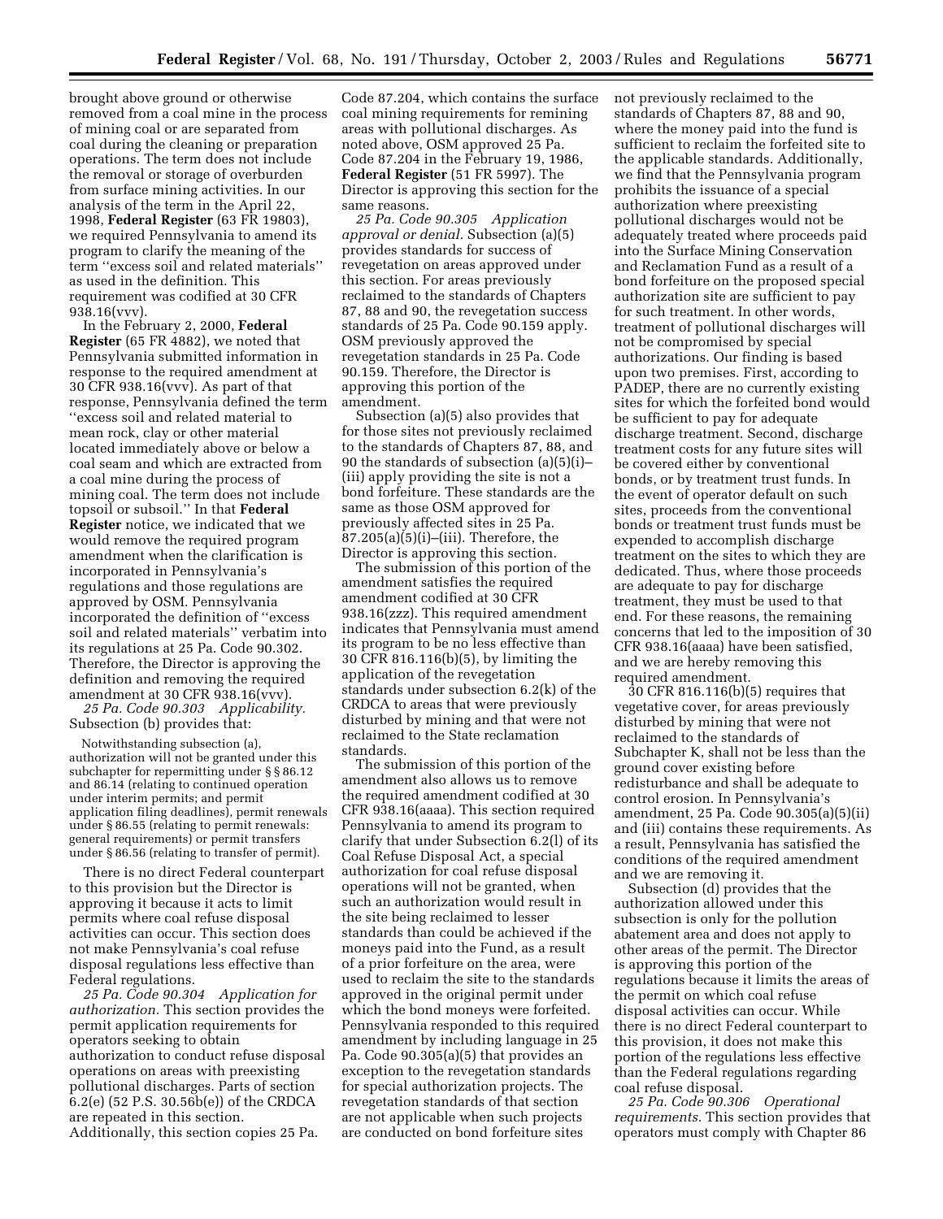brought above ground or otherwise removed from a coal mine in the process of mining coal or are separated from coal during the cleaning or preparation operations. The term does not include the removal or storage of overburden from surface mining activities. In our analysis of the term in the April 22, 1998, **Federal Register** (63 FR 19803), we required Pennsylvania to amend its program to clarify the meaning of the term ''excess soil and related materials'' as used in the definition. This requirement was codified at 30 CFR 938.16(vvv).

In the February 2, 2000, **Federal Register** (65 FR 4882), we noted that Pennsylvania submitted information in response to the required amendment at 30 CFR 938.16(vvv). As part of that response, Pennsylvania defined the term ''excess soil and related material to mean rock, clay or other material located immediately above or below a coal seam and which are extracted from a coal mine during the process of mining coal. The term does not include topsoil or subsoil.'' In that **Federal Register** notice, we indicated that we would remove the required program amendment when the clarification is incorporated in Pennsylvania's regulations and those regulations are approved by OSM. Pennsylvania incorporated the definition of ''excess soil and related materials'' verbatim into its regulations at 25 Pa. Code 90.302. Therefore, the Director is approving the definition and removing the required amendment at 30 CFR 938.16(vvv).

*25 Pa. Code 90.303 Applicability.* Subsection (b) provides that:

> Notwithstanding subsection (a), authorization will not be granted under this subchapter for repermitting under §§ 86.12 and 86.14 (relating to continued operation under interim permits; and permit application filing deadlines), permit renewals under § 86.55 (relating to permit renewals: general requirements) or permit transfers under § 86.56 (relating to transfer of permit).

There is no direct Federal counterpart to this provision but the Director is approving it because it acts to limit permits where coal refuse disposal activities can occur. This section does not make Pennsylvania's coal refuse disposal regulations less effective than Federal regulations.

*25 Pa. Code 90.304 Application for authorization.* This section provides the permit application requirements for operators seeking to obtain authorization to conduct refuse disposal operations on areas with preexisting pollutional discharges. Parts of section 6.2(e) (52 P.S. 30.56b(e)) of the CRDCA are repeated in this section. Additionally, this section copies 25 Pa. Code 87.204, which contains the surface coal mining requirements for remining areas with pollutional discharges. As noted above, OSM approved 25 Pa. Code 87.204 in the February 19, 1986, **Federal Register** (51 FR 5997). The Director is approving this section for the same reasons.

*25 Pa. Code 90.305 Application approval or denial.* Subsection (a)(5) provides standards for success of revegetation on areas approved under this section. For areas previously reclaimed to the standards of Chapters 87, 88 and 90, the revegetation success standards of 25 Pa. Code 90.159 apply. OSM previously approved the revegetation standards in 25 Pa. Code 90.159. Therefore, the Director is approving this portion of the amendment.

Subsection (a)(5) also provides that for those sites not previously reclaimed to the standards of Chapters 87, 88, and 90 the standards of subsection (a)(5)(i)–(iii) apply providing the site is not a bond forfeiture. These standards are the same as those OSM approved for previously affected sites in 25 Pa. 87.205(a)(5)(i)–(iii). Therefore, the Director is approving this section.

The submission of this portion of the amendment satisfies the required amendment codified at 30 CFR 938.16(zzz). This required amendment indicates that Pennsylvania must amend its program to be no less effective than 30 CFR 816.116(b)(5), by limiting the application of the revegetation standards under subsection 6.2(k) of the CRDCA to areas that were previously disturbed by mining and that were not reclaimed to the State reclamation standards.

The submission of this portion of the amendment also allows us to remove the required amendment codified at 30 CFR 938.16(aaaa). This section required Pennsylvania to amend its program to clarify that under Subsection 6.2(l) of its Coal Refuse Disposal Act, a special authorization for coal refuse disposal operations will not be granted, when such an authorization would result in the site being reclaimed to lesser standards than could be achieved if the moneys paid into the Fund, as a result of a prior forfeiture on the area, were used to reclaim the site to the standards approved in the original permit under which the bond moneys were forfeited. Pennsylvania responded to this required amendment by including language in 25 Pa. Code 90.305(a)(5) that provides an exception to the revegetation standards for special authorization projects. The revegetation standards of that section are not applicable when such projects are conducted on bond forfeiture sites not previously reclaimed to the standards of Chapters 87, 88 and 90, where the money paid into the fund is sufficient to reclaim the forfeited site to the applicable standards. Additionally, we find that the Pennsylvania program prohibits the issuance of a special authorization where preexisting pollutional discharges would not be adequately treated where proceeds paid into the Surface Mining Conservation and Reclamation Fund as a result of a bond forfeiture on the proposed special authorization site are sufficient to pay for such treatment. In other words, treatment of pollutional discharges will not be compromised by special authorizations. Our finding is based upon two premises. First, according to PADEP, there are no currently existing sites for which the forfeited bond would be sufficient to pay for adequate discharge treatment. Second, discharge treatment costs for any future sites will be covered either by conventional bonds, or by treatment trust funds. In the event of operator default on such sites, proceeds from the conventional bonds or treatment trust funds must be expended to accomplish discharge treatment on the sites to which they are dedicated. Thus, where those proceeds are adequate to pay for discharge treatment, they must be used to that end. For these reasons, the remaining concerns that led to the imposition of 30 CFR 938.16(aaaa) have been satisfied, and we are hereby removing this required amendment.

30 CFR 816.116(b)(5) requires that vegetative cover, for areas previously disturbed by mining that were not reclaimed to the standards of Subchapter K, shall not be less than the ground cover existing before redisturbance and shall be adequate to control erosion. In Pennsylvania's amendment, 25 Pa. Code 90.305(a)(5)(ii) and (iii) contains these requirements. As a result, Pennsylvania has satisfied the conditions of the required amendment and we are removing it.

Subsection (d) provides that the authorization allowed under this subsection is only for the pollution abatement area and does not apply to other areas of the permit. The Director is approving this portion of the regulations because it limits the areas of the permit on which coal refuse disposal activities can occur. While there is no direct Federal counterpart to this provision, it does not make this portion of the regulations less effective than the Federal regulations regarding coal refuse disposal.

*25 Pa. Code 90.306 Operational requirements.* This section provides that operators must comply with Chapter 86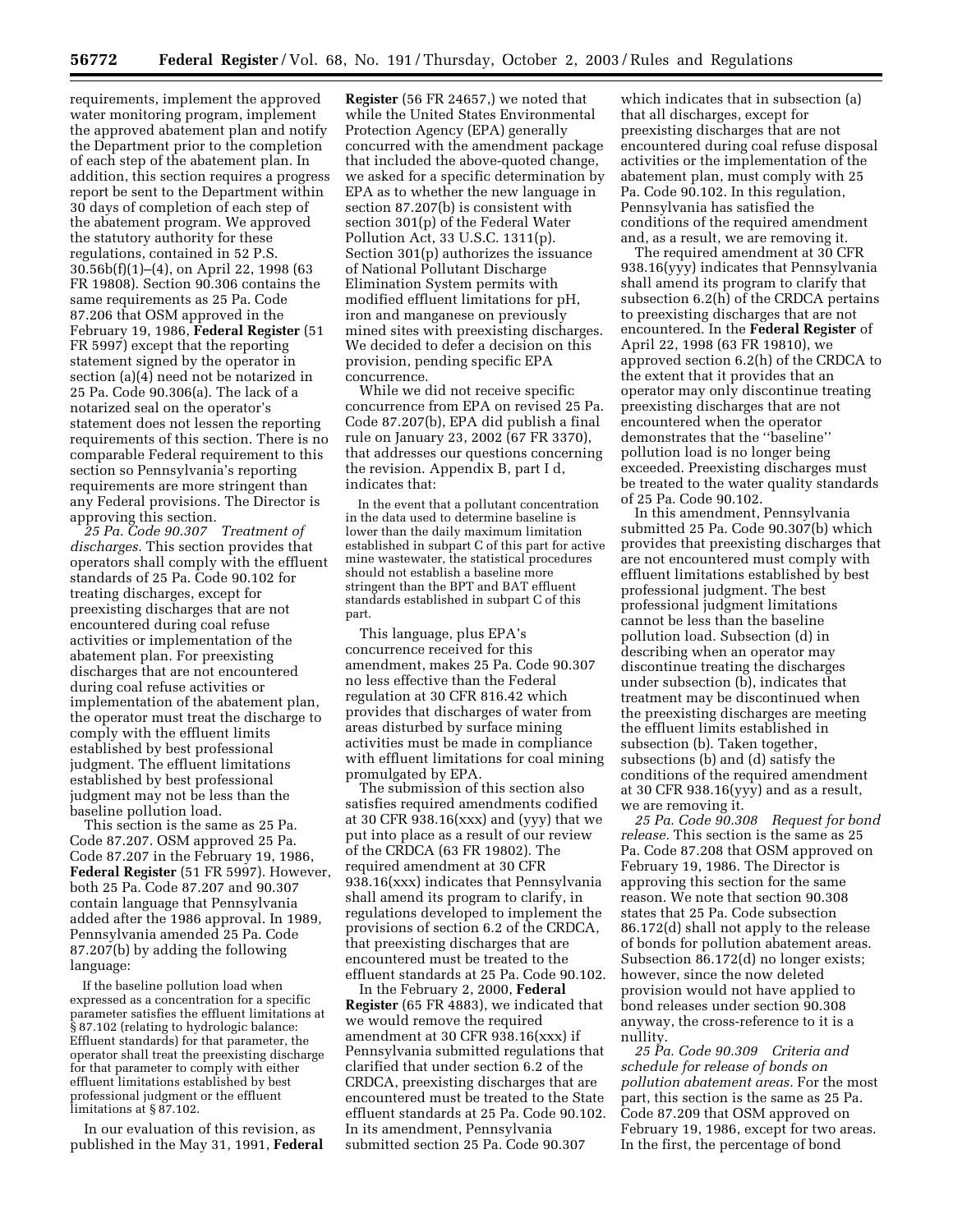requirements, implement the approved water monitoring program, implement the approved abatement plan and notify the Department prior to the completion of each step of the abatement plan. In addition, this section requires a progress report be sent to the Department within 30 days of completion of each step of the abatement program. We approved the statutory authority for these regulations, contained in 52 P.S. 30.56b(f)(1)–(4), on April 22, 1998 (63 FR 19808). Section 90.306 contains the same requirements as 25 Pa. Code 87.206 that OSM approved in the February 19, 1986, **Federal Register** (51 FR 5997) except that the reporting statement signed by the operator in section (a)(4) need not be notarized in 25 Pa. Code 90.306(a). The lack of a notarized seal on the operator's statement does not lessen the reporting requirements of this section. There is no comparable Federal requirement to this section so Pennsylvania's reporting requirements are more stringent than any Federal provisions. The Director is approving this section.

*25 Pa. Code 90.307 Treatment of discharges.* This section provides that operators shall comply with the effluent standards of 25 Pa. Code 90.102 for treating discharges, except for preexisting discharges that are not encountered during coal refuse disposal activities or implementation of the abatement plan. For preexisting discharges that are not encountered during coal refuse activities or implementation of the abatement plan, the operator must treat the discharge to comply with the effluent limits established by best professional judgment. The effluent limitations established by best professional judgment may not be less than the baseline pollution load.

This section is the same as 25 Pa. Code 87.207. OSM approved 25 Pa. Code 87.207 in the February 19, 1986, **Federal Register** (51 FR 5997). However, both 25 Pa. Code 87.207 and 90.307 contain language that Pennsylvania added after the 1986 approval. In 1989, Pennsylvania amended 25 Pa. Code 87.207(b) by adding the following language:

> If the baseline pollution load when expressed as a concentration for a specific parameter satisfies the effluent limitations at § 87.102 (relating to hydrologic balance: Effluent standards) for that parameter, the operator shall treat the preexisting discharge for that parameter to comply with either effluent limitations established by best professional judgment or the effluent limitations at § 87.102.

In our evaluation of this revision, as published in the May 31, 1991, **Federal Register** (56 FR 24657,) we noted that while the United States Environmental Protection Agency (EPA) generally concurred with the amendment package that included the above-quoted change, we asked for a specific determination by EPA as to whether the new language in section 87.207(b) is consistent with section 301(p) of the Federal Water Pollution Act, 33 U.S.C. 1311(p). Section 301(p) authorizes the issuance of National Pollutant Discharge Elimination System permits with modified effluent limitations for pH, iron and manganese on previously mined sites with preexisting discharges. We decided to defer a decision on this provision, pending specific EPA concurrence.

While we did not receive specific concurrence from EPA on revised 25 Pa. Code 87.207(b), EPA did publish a final rule on January 23, 2002 (67 FR 3370), that addresses our questions concerning the revision. Appendix B, part I d, indicates that:

> In the event that a pollutant concentration in the data used to determine baseline is lower than the daily maximum limitation established in subpart C of this part for active mine wastewater, the statistical procedures should not establish a baseline more stringent than the BPT and BAT effluent standards established in subpart C of this part.

This language, plus EPA's concurrence received for this amendment, makes 25 Pa. Code 90.307 no less effective than the Federal regulation at 30 CFR 816.42 which provides that discharges of water from areas disturbed by surface mining activities must be made in compliance with effluent limitations for coal mining promulgated by EPA.

The submission of this section also satisfies required amendments codified at 30 CFR 938.16(xxx) and (yyy) that we put into place as a result of our review of the CRDCA (63 FR 19802). The required amendment at 30 CFR 938.16(xxx) indicates that Pennsylvania shall amend its program to clarify, in regulations developed to implement the provisions of section 6.2 of the CRDCA, that preexisting discharges that are encountered must be treated to the effluent standards at 25 Pa. Code 90.102.

In the February 2, 2000, **Federal Register** (65 FR 4883), we indicated that we would remove the required amendment at 30 CFR 938.16(xxx) if Pennsylvania submitted regulations that clarified that under section 6.2 of the CRDCA, preexisting discharges that are encountered must be treated to the State effluent standards at 25 Pa. Code 90.102. In its amendment, Pennsylvania submitted section 25 Pa. Code 90.307 which indicates that in subsection (a) that all discharges, except for preexisting discharges that are not encountered during coal refuse disposal activities or the implementation of the abatement plan, must comply with 25 Pa. Code 90.102. In this regulation, Pennsylvania has satisfied the conditions of the required amendment and, as a result, we are removing it.

The required amendment at 30 CFR 938.16(yyy) indicates that Pennsylvania shall amend its program to clarify that subsection 6.2(h) of the CRDCA pertains to preexisting discharges that are not encountered. In the **Federal Register** of April 22, 1998 (63 FR 19810), we approved section 6.2(h) of the CRDCA to the extent that it provides that an operator may only discontinue treating preexisting discharges that are not encountered when the operator demonstrates that the "baseline" pollution load is no longer being exceeded. Preexisting discharges must be treated to the water quality standards of 25 Pa. Code 90.102.

In this amendment, Pennsylvania submitted 25 Pa. Code 90.307(b) which provides that preexisting discharges that are not encountered must comply with effluent limitations established by best professional judgment. The best professional judgment limitations cannot be less than the baseline pollution load. Subsection (d) in describing when an operator may discontinue treating the discharges under subsection (b), indicates that treatment may be discontinued when the preexisting discharges are meeting the effluent limits established in subsection (b). Taken together, subsections (b) and (d) satisfy the conditions of the required amendment at 30 CFR 938.16(yyy) and as a result, we are removing it.

*25 Pa. Code 90.308 Request for bond release.* This section is the same as 25 Pa. Code 87.208 that OSM approved on February 19, 1986. The Director is approving this section for the same reason. We note that section 90.308 states that 25 Pa. Code subsection 86.172(d) shall not apply to the release of bonds for pollution abatement areas. Subsection 86.172(d) no longer exists; however, since the now deleted provision would not have applied to bond releases under section 90.308 anyway, the cross-reference to it is a nullity.

*25 Pa. Code 90.309 Criteria and schedule for release of bonds on pollution abatement areas.* For the most part, this section is the same as 25 Pa. Code 87.209 that OSM approved on February 19, 1986, except for two areas. In the first, the percentage of bond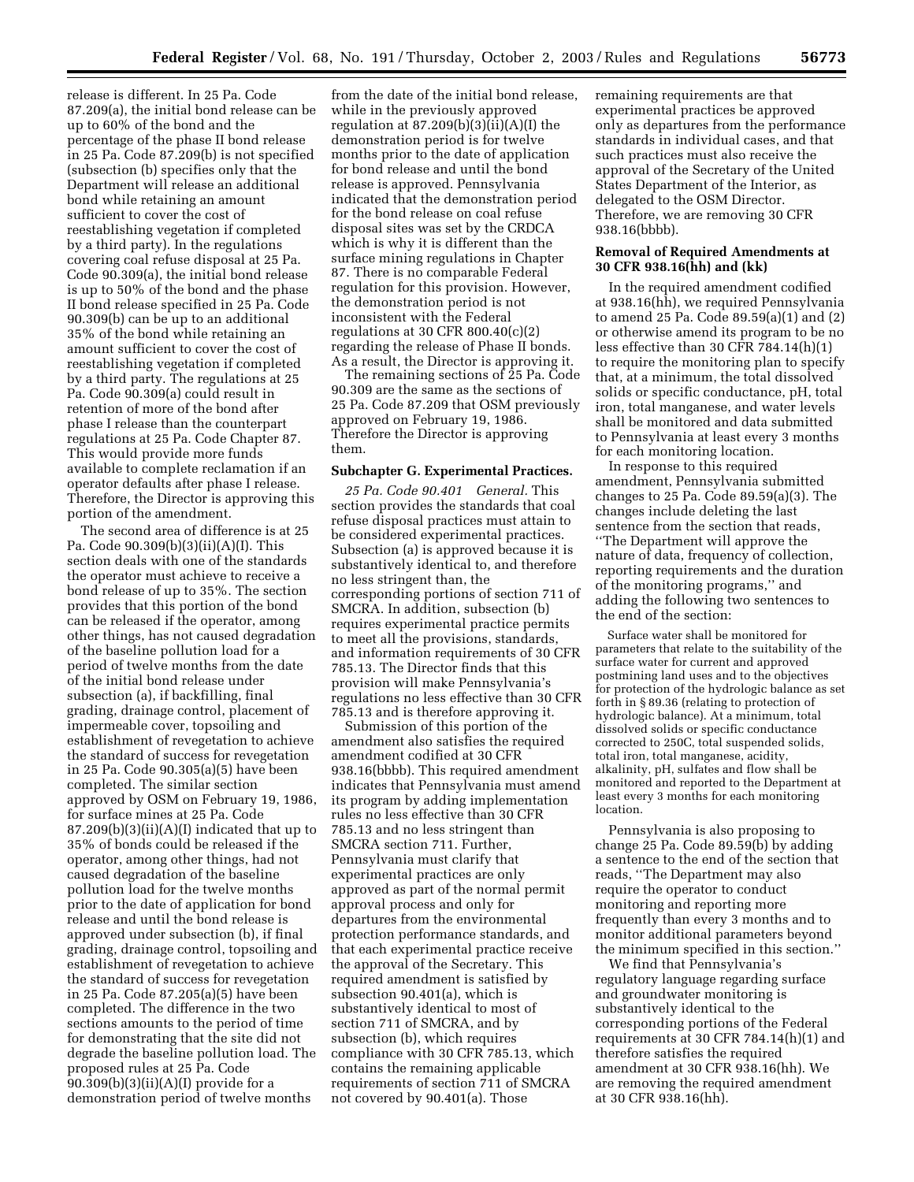release is different. In 25 Pa. Code 87.209(a), the initial bond release can be up to 60% of the bond and the percentage of the phase II bond release in 25 Pa. Code 87.209(b) is not specified (subsection (b) specifies only that the Department will release an additional bond while retaining an amount sufficient to cover the cost of reestablishing vegetation if completed by a third party). In the regulations covering coal refuse disposal at 25 Pa. Code 90.309(a), the initial bond release is up to 50% of the bond and the phase II bond release specified in 25 Pa. Code 90.309(b) can be up to an additional 35% of the bond while retaining an amount sufficient to cover the cost of reestablishing vegetation if completed by a third party. The regulations at 25 Pa. Code 90.309(a) could result in retention of more of the bond after phase I release than the counterpart regulations at 25 Pa. Code Chapter 87. This would provide more funds available to complete reclamation if an operator defaults after phase I release. Therefore, the Director is approving this portion of the amendment.

The second area of difference is at 25 Pa. Code 90.309(b)(3)(ii)(A)(I). This section deals with one of the standards the operator must achieve to receive a bond release of up to 35%. The section provides that this portion of the bond can be released if the operator, among other things, has not caused degradation of the baseline pollution load for a period of twelve months from the date of the initial bond release under subsection (a), if backfilling, final grading, drainage control, placement of impermeable cover, topsoiling and establishment of revegetation to achieve the standard of success for revegetation in 25 Pa. Code 90.305(a)(5) have been completed. The similar section approved by OSM on February 19, 1986, for surface mines at 25 Pa. Code 87.209(b)(3)(ii)(A)(I) indicated that up to 35% of bonds could be released if the operator, among other things, had not caused degradation of the baseline pollution load for the twelve months prior to the date of application for bond release and until the bond release is approved under subsection (b), if final grading, drainage control, topsoiling and establishment of revegetation to achieve the standard of success for revegetation in 25 Pa. Code 87.205(a)(5) have been completed. The difference in the two sections amounts to the period of time for demonstrating that the site did not degrade the baseline pollution load. The proposed rules at 25 Pa. Code 90.309(b)(3)(ii)(A)(I) provide for a demonstration period of twelve months from the date of the initial bond release, while in the previously approved regulation at 87.209(b)(3)(ii)(A)(I) the demonstration period is for twelve months prior to the date of application for bond release and until the bond release is approved. Pennsylvania indicated that the demonstration period for the bond release on coal refuse disposal sites was set by the CRDCA which is why it is different than the surface mining regulations in Chapter 87. There is no comparable Federal regulation for this provision. However, the demonstration period is not inconsistent with the Federal regulations at 30 CFR 800.40(c)(2) regarding the release of Phase II bonds. As a result, the Director is approving it.

The remaining sections of 25 Pa. Code 90.309 are the same as the sections of 25 Pa. Code 87.209 that OSM previously approved on February 19, 1986. Therefore the Director is approving them.

### Subchapter G. Experimental Practices.

*25 Pa. Code 90.401 General.* This section provides the standards that coal refuse disposal practices must attain to be considered experimental practices. Subsection (a) is approved because it is substantively identical to, and therefore no less stringent than, the corresponding portions of section 711 of SMCRA. In addition, subsection (b) requires experimental practice permits to meet all the provisions, standards, and information requirements of 30 CFR 785.13. The Director finds that this provision will make Pennsylvania's regulations no less effective than 30 CFR 785.13 and is therefore approving it.

Submission of this portion of the amendment also satisfies the required amendment codified at 30 CFR 938.16(bbbb). This required amendment indicates that Pennsylvania must amend its program by adding implementation rules no less effective than 30 CFR 785.13 and no less stringent than SMCRA section 711. Further, Pennsylvania must clarify that experimental practices are only approved as part of the normal permit approval process and only for departures from the environmental protection performance standards, and that each experimental practice receive the approval of the Secretary. This required amendment is satisfied by subsection 90.401(a), which is substantively identical to most of section 711 of SMCRA, and by subsection (b), which requires compliance with 30 CFR 785.13, which contains the remaining applicable requirements of section 711 of SMCRA not covered by 90.401(a). Those remaining requirements are that experimental practices be approved only as departures from the performance standards in individual cases, and that such practices must also receive the approval of the Secretary of the United States Department of the Interior, as delegated to the OSM Director. Therefore, we are removing 30 CFR 938.16(bbbb).

### Removal of Required Amendments at 30 CFR 938.16(hh) and (kk)

In the required amendment codified at 938.16(hh), we required Pennsylvania to amend 25 Pa. Code 89.59(a)(1) and (2) or otherwise amend its program to be no less effective than 30 CFR 784.14(h)(1) to require the monitoring plan to specify that, at a minimum, the total dissolved solids or specific conductance, pH, total iron, total manganese, and water levels shall be monitored and data submitted to Pennsylvania at least every 3 months for each monitoring location.

In response to this required amendment, Pennsylvania submitted changes to 25 Pa. Code 89.59(a)(3). The changes include deleting the last sentence from the section that reads, "The Department will approve the nature of data, frequency of collection, reporting requirements and the duration of the monitoring programs," and adding the following two sentences to the end of the section:

> Surface water shall be monitored for parameters that relate to the suitability of the surface water for current and approved postmining land uses and to the objectives for protection of the hydrologic balance as set forth in § 89.36 (relating to protection of hydrologic balance). At a minimum, total dissolved solids or specific conductance corrected to 250C, total suspended solids, total iron, total manganese, acidity, alkalinity, pH, sulfates and flow shall be monitored and reported to the Department at least every 3 months for each monitoring location.

Pennsylvania is also proposing to change 25 Pa. Code 89.59(b) by adding a sentence to the end of the section that reads, "The Department may also require the operator to conduct monitoring and reporting more frequently than every 3 months and to monitor additional parameters beyond the minimum specified in this section."

We find that Pennsylvania's regulatory language regarding surface and groundwater monitoring is substantively identical to the corresponding portions of the Federal requirements at 30 CFR 784.14(h)(1) and therefore satisfies the required amendment at 30 CFR 938.16(hh). We are removing the required amendment at 30 CFR 938.16(hh).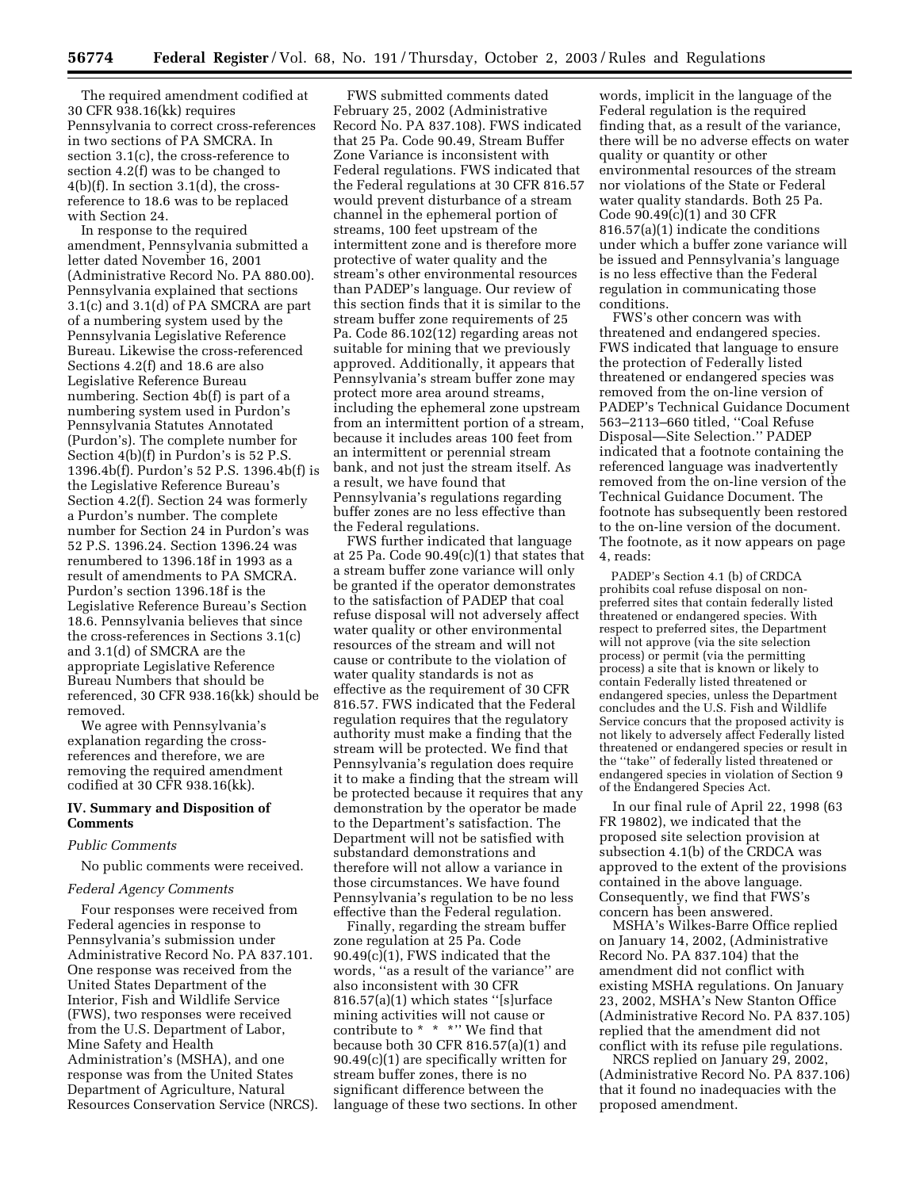The required amendment codified at 30 CFR 938.16(kk) requires Pennsylvania to correct cross-references in two sections of PA SMCRA. In section 3.1(c), the cross-reference to section 4.2(f) was to be changed to 4(b)(f). In section 3.1(d), the cross-reference to 18.6 was to be replaced with Section 24.

In response to the required amendment, Pennsylvania submitted a letter dated November 16, 2001 (Administrative Record No. PA 880.00). Pennsylvania explained that sections 3.1(c) and 3.1(d) of PA SMCRA are part of a numbering system used by the Pennsylvania Legislative Reference Bureau. Likewise the cross-referenced Sections 4.2(f) and 18.6 are also Legislative Reference Bureau numbering. Section 4b(f) is part of a numbering system used in Purdon's Pennsylvania Statutes Annotated (Purdon's). The complete number for Section 4(b)(f) in Purdon's is 52 P.S. 1396.4b(f). Purdon's 52 P.S. 1396.4b(f) is the Legislative Reference Bureau's Section 4.2(f). Section 24 was formerly a Purdon's number. The complete number for Section 24 in Purdon's was 52 P.S. 1396.24. Section 1396.24 was renumbered to 1396.18f in 1993 as a result of amendments to PA SMCRA. Purdon's section 1396.18f is the Legislative Reference Bureau's Section 18.6. Pennsylvania believes that since the cross-references in Sections 3.1(c) and 3.1(d) of SMCRA are the appropriate Legislative Reference Bureau Numbers that should be referenced, 30 CFR 938.16(kk) should be removed.

We agree with Pennsylvania's explanation regarding the cross-references and therefore, we are removing the required amendment codified at 30 CFR 938.16(kk).

## IV. Summary and Disposition of Comments

*Public Comments*

No public comments were received.

*Federal Agency Comments*

Four responses were received from Federal agencies in response to Pennsylvania's submission under Administrative Record No. PA 837.101. One response was received from the United States Department of the Interior, Fish and Wildlife Service (FWS), two responses were received from the U.S. Department of Labor, Mine Safety and Health Administration's (MSHA), and one response was from the United States Department of Agriculture, Natural Resources Conservation Service (NRCS).

FWS submitted comments dated February 25, 2002 (Administrative Record No. PA 837.108). FWS indicated that 25 Pa. Code 90.49, Stream Buffer Zone Variance is inconsistent with Federal regulations. FWS indicated that the Federal regulations at 30 CFR 816.57 would prevent disturbance of a stream channel in the ephemeral portion of streams, 100 feet upstream of the intermittent zone and is therefore more protective of water quality and the stream's other environmental resources than PADEP's language. Our review of this section finds that it is similar to the stream buffer zone requirements of 25 Pa. Code 86.102(12) regarding areas not suitable for mining that we previously approved. Additionally, it appears that Pennsylvania's stream buffer zone may protect more area around streams, including the ephemeral zone upstream from an intermittent portion of a stream, because it includes areas 100 feet from an intermittent or perennial stream bank, and not just the stream itself. As a result, we have found that Pennsylvania's regulations regarding buffer zones are no less effective than the Federal regulations.

FWS further indicated that language at 25 Pa. Code 90.49(c)(1) that states that a stream buffer zone variance will only be granted if the operator demonstrates to the satisfaction of PADEP that coal refuse disposal will not adversely affect water quality or other environmental resources of the stream and will not cause or contribute to the violation of water quality standards is not as effective as the requirement of 30 CFR 816.57. FWS indicated that the Federal regulation requires that the regulatory authority must make a finding that the stream will be protected. We find that Pennsylvania's regulation does require it to make a finding that the stream will be protected because it requires that any demonstration by the operator be made to the Department's satisfaction. The Department will not be satisfied with substandard demonstrations and therefore will not allow a variance in those circumstances. We have found Pennsylvania's regulation to be no less effective than the Federal regulation.

Finally, regarding the stream buffer zone regulation at 25 Pa. Code 90.49(c)(1), FWS indicated that the words, "as a result of the variance" are also inconsistent with 30 CFR 816.57(a)(1) which states "[s]urface mining activities will not cause or contribute to * * *" We find that because both 30 CFR 816.57(a)(1) and 90.49(c)(1) are specifically written for stream buffer zones, there is no significant difference between the language of these two sections. In other words, implicit in the language of the Federal regulation is the required finding that, as a result of the variance, there will be no adverse effects on water quality or quantity or other environmental resources of the stream nor violations of the State or Federal water quality standards. Both 25 Pa. Code 90.49(c)(1) and 30 CFR 816.57(a)(1) indicate the conditions under which a buffer zone variance will be issued and Pennsylvania's language is no less effective than the Federal regulation in communicating those conditions.

FWS's other concern was with threatened and endangered species. FWS indicated that language to ensure the protection of Federally listed threatened or endangered species was removed from the on-line version of PADEP's Technical Guidance Document 563–2113–660 titled, "Coal Refuse Disposal—Site Selection." PADEP indicated that a footnote containing the referenced language was inadvertently removed from the on-line version of the Technical Guidance Document. The footnote has subsequently been restored to the on-line version of the document. The footnote, as it now appears on page 4, reads:

> PADEP's Section 4.1 (b) of CRDCA prohibits coal refuse disposal on non-preferred sites that contain federally listed threatened or endangered species. With respect to preferred sites, the Department will not approve (via the site selection process) or permit (via the permitting process) a site that is known or likely to contain Federally listed threatened or endangered species, unless the Department concludes and the U.S. Fish and Wildlife Service concurs that the proposed activity is not likely to adversely affect Federally listed threatened or endangered species or result in the "take" of federally listed threatened or endangered species in violation of Section 9 of the Endangered Species Act.

In our final rule of April 22, 1998 (63 FR 19802), we indicated that the proposed site selection provision at subsection 4.1(b) of the CRDCA was approved to the extent of the provisions contained in the above language. Consequently, we find that FWS's concern has been answered.

MSHA's Wilkes-Barre Office replied on January 14, 2002, (Administrative Record No. PA 837.104) that the amendment did not conflict with existing MSHA regulations. On January 23, 2002, MSHA's New Stanton Office (Administrative Record No. PA 837.105) replied that the amendment did not conflict with its refuse pile regulations.

NRCS replied on January 29, 2002, (Administrative Record No. PA 837.106) that it found no inadequacies with the proposed amendment.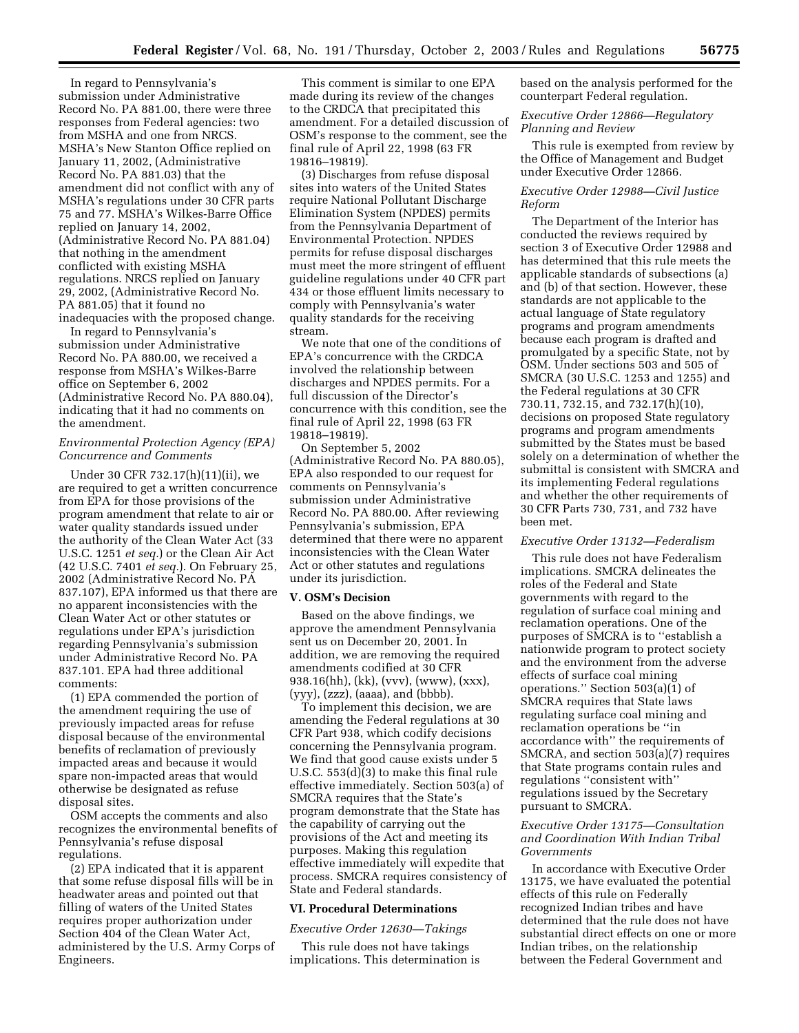In regard to Pennsylvania's submission under Administrative Record No. PA 881.00, there were three responses from Federal agencies: two from MSHA and one from NRCS. MSHA's New Stanton Office replied on January 11, 2002, (Administrative Record No. PA 881.03) that the amendment did not conflict with any of MSHA's regulations under 30 CFR parts 75 and 77. MSHA's Wilkes-Barre Office replied on January 14, 2002, (Administrative Record No. PA 881.04) that nothing in the amendment conflicted with existing MSHA regulations. NRCS replied on January 29, 2002, (Administrative Record No. PA 881.05) that it found no inadequacies with the proposed change.

In regard to Pennsylvania's submission under Administrative Record No. PA 880.00, we received a response from MSHA's Wilkes-Barre office on September 6, 2002 (Administrative Record No. PA 880.04), indicating that it had no comments on the amendment.

*Environmental Protection Agency (EPA) Concurrence and Comments*

Under 30 CFR 732.17(h)(11)(ii), we are required to get a written concurrence from EPA for those provisions of the program amendment that relate to air or water quality standards issued under the authority of the Clean Water Act (33 U.S.C. 1251 *et seq.*) or the Clean Air Act (42 U.S.C. 7401 *et seq.*). On February 25, 2002 (Administrative Record No. PA 837.107), EPA informed us that there are no apparent inconsistencies with the Clean Water Act or other statutes or regulations under EPA's jurisdiction regarding Pennsylvania's submission under Administrative Record No. PA 837.101. EPA had three additional comments:

(1) EPA commended the portion of the amendment requiring the use of previously impacted areas for refuse disposal because of the environmental benefits of reclamation of previously impacted areas and because it would spare non-impacted areas that would otherwise be designated as refuse disposal sites.

OSM accepts the comments and also recognizes the environmental benefits of Pennsylvania's refuse disposal regulations.

(2) EPA indicated that it is apparent that some refuse disposal fills will be in headwater areas and pointed out that filling of waters of the United States requires proper authorization under Section 404 of the Clean Water Act, administered by the U.S. Army Corps of Engineers.

This comment is similar to one EPA made during its review of the changes to the CRDCA that precipitated this amendment. For a detailed discussion of OSM's response to the comment, see the final rule of April 22, 1998 (63 FR 19816–19819).

(3) Discharges from refuse disposal sites into waters of the United States require National Pollutant Discharge Elimination System (NPDES) permits from the Pennsylvania Department of Environmental Protection. NPDES permits for refuse disposal discharges must meet the more stringent of effluent guideline regulations under 40 CFR part 434 or those effluent limits necessary to comply with Pennsylvania's water quality standards for the receiving stream.

We note that one of the conditions of EPA's concurrence with the CRDCA involved the relationship between discharges and NPDES permits. For a full discussion of the Director's concurrence with this condition, see the final rule of April 22, 1998 (63 FR 19818–19819).

On September 5, 2002 (Administrative Record No. PA 880.05), EPA also responded to our request for comments on Pennsylvania's submission under Administrative Record No. PA 880.00. After reviewing Pennsylvania's submission, EPA determined that there were no apparent inconsistencies with the Clean Water Act or other statutes and regulations under its jurisdiction.

## V. OSM's Decision

Based on the above findings, we approve the amendment Pennsylvania sent us on December 20, 2001. In addition, we are removing the required amendments codified at 30 CFR 938.16(hh), (kk), (vvv), (www), (xxx), (yyy), (zzz), (aaaa), and (bbbb).

To implement this decision, we are amending the Federal regulations at 30 CFR Part 938, which codify decisions concerning the Pennsylvania program. We find that good cause exists under 5 U.S.C. 553(d)(3) to make this final rule effective immediately. Section 503(a) of SMCRA requires that the State's program demonstrate that the State has the capability of carrying out the provisions of the Act and meeting its purposes. Making this regulation effective immediately will expedite that process. SMCRA requires consistency of State and Federal standards.

## VI. Procedural Determinations

*Executive Order 12630—Takings*

This rule does not have takings implications. This determination is based on the analysis performed for the counterpart Federal regulation.

*Executive Order 12866—Regulatory Planning and Review*

This rule is exempted from review by the Office of Management and Budget under Executive Order 12866.

*Executive Order 12988—Civil Justice Reform*

The Department of the Interior has conducted the reviews required by section 3 of Executive Order 12988 and has determined that this rule meets the applicable standards of subsections (a) and (b) of that section. However, these standards are not applicable to the actual language of State regulatory programs and program amendments because each program is drafted and promulgated by a specific State, not by OSM. Under sections 503 and 505 of SMCRA (30 U.S.C. 1253 and 1255) and the Federal regulations at 30 CFR 730.11, 732.15, and 732.17(h)(10), decisions on proposed State regulatory programs and program amendments submitted by the States must be based solely on a determination of whether the submittal is consistent with SMCRA and its implementing Federal regulations and whether the other requirements of 30 CFR Parts 730, 731, and 732 have been met.

*Executive Order 13132—Federalism*

This rule does not have Federalism implications. SMCRA delineates the roles of the Federal and State governments with regard to the regulation of surface coal mining and reclamation operations. One of the purposes of SMCRA is to "establish a nationwide program to protect society and the environment from the adverse effects of surface coal mining operations." Section 503(a)(1) of SMCRA requires that State laws regulating surface coal mining and reclamation operations be "in accordance with" the requirements of SMCRA, and section 503(a)(7) requires that State programs contain rules and regulations "consistent with" regulations issued by the Secretary pursuant to SMCRA.

*Executive Order 13175—Consultation and Coordination With Indian Tribal Governments*

In accordance with Executive Order 13175, we have evaluated the potential effects of this rule on Federally recognized Indian tribes and have determined that the rule does not have substantial direct effects on one or more Indian tribes, on the relationship between the Federal Government and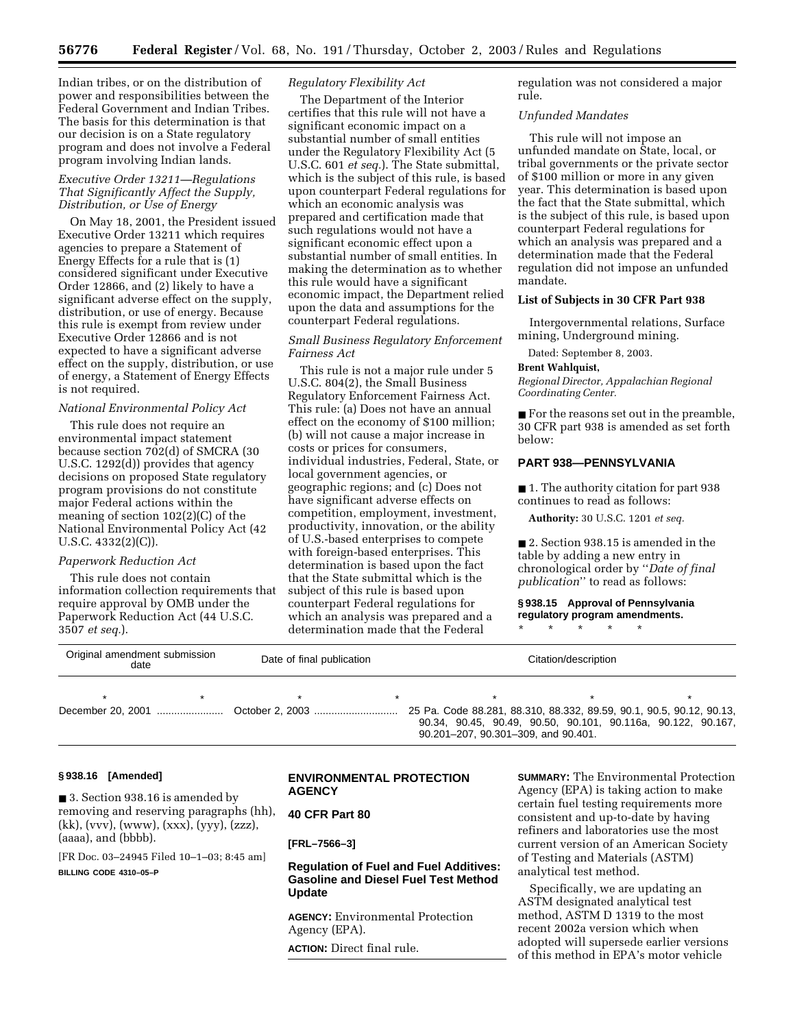Indian tribes, or on the distribution of power and responsibilities between the Federal Government and Indian Tribes. The basis for this determination is that our decision is on a State regulatory program and does not involve a Federal program involving Indian lands.

*Executive Order 13211—Regulations That Significantly Affect the Supply, Distribution, or Use of Energy*

On May 18, 2001, the President issued Executive Order 13211 which requires agencies to prepare a Statement of Energy Effects for a rule that is (1) considered significant under Executive Order 12866, and (2) likely to have a significant adverse effect on the supply, distribution, or use of energy. Because this rule is exempt from review under Executive Order 12866 and is not expected to have a significant adverse effect on the supply, distribution, or use of energy, a Statement of Energy Effects is not required.

*National Environmental Policy Act*

This rule does not require an environmental impact statement because section 702(d) of SMCRA (30 U.S.C. 1292(d)) provides that agency decisions on proposed State regulatory program provisions do not constitute major Federal actions within the meaning of section 102(2)(C) of the National Environmental Policy Act (42 U.S.C. 4332(2)(C)).

*Paperwork Reduction Act*

This rule does not contain information collection requirements that require approval by OMB under the Paperwork Reduction Act (44 U.S.C. 3507 *et seq.*).

*Regulatory Flexibility Act*

The Department of the Interior certifies that this rule will not have a significant economic impact on a substantial number of small entities under the Regulatory Flexibility Act (5 U.S.C. 601 *et seq.*). The State submittal, which is the subject of this rule, is based upon counterpart Federal regulations for which an economic analysis was prepared and certification made that such regulations would not have a significant economic effect upon a substantial number of small entities. In making the determination as to whether this rule would have a significant economic impact, the Department relied upon the data and assumptions for the counterpart Federal regulations.

*Small Business Regulatory Enforcement Fairness Act*

This rule is not a major rule under 5 U.S.C. 804(2), the Small Business Regulatory Enforcement Fairness Act. This rule: (a) Does not have an annual effect on the economy of $100 million; (b) will not cause a major increase in costs or prices for consumers, individual industries, Federal, State, or local government agencies, or geographic regions; and (c) Does not have significant adverse effects on competition, employment, investment, productivity, innovation, or the ability of U.S.-based enterprises to compete with foreign-based enterprises. This determination is based upon the fact that the State submittal which is the subject of this rule is based upon counterpart Federal regulations for which an analysis was prepared and a determination made that the Federal regulation was not considered a major rule.

*Unfunded Mandates*

This rule will not impose an unfunded mandate on State, local, or tribal governments or the private sector of $100 million or more in any given year. This determination is based upon the fact that the State submittal, which is the subject of this rule, is based upon counterpart Federal regulations for which an analysis was prepared and a determination made that the Federal regulation did not impose an unfunded mandate.

**List of Subjects in 30 CFR Part 938**

Intergovernmental relations, Surface mining, Underground mining.

Dated: September 8, 2003.

**Brent Wahlquist,**

*Regional Director, Appalachian Regional Coordinating Center.*

■ For the reasons set out in the preamble, 30 CFR part 938 is amended as set forth below:

## PART 938—PENNSYLVANIA

■ 1. The authority citation for part 938 continues to read as follows:

**Authority:** 30 U.S.C. 1201 *et seq.*

■ 2. Section 938.15 is amended in the table by adding a new entry in chronological order by "*Date of final publication*" to read as follows:

**§ 938.15 Approval of Pennsylvania regulatory program amendments.**

\* \* \* \* \*

| Original amendment submission date | Date of final publication | Citation/description |
|---|---|---|
| * * | * * | * * * |
| December 20, 2001 ...................... | October 2, 2003 ............................ | 25 Pa. Code 88.281, 88.310, 88.332, 89.59, 90.1, 90.5, 90.12, 90.13, 90.34, 90.45, 90.49, 90.50, 90.101, 90.116a, 90.122, 90.167, 90.201–207, 90.301–309, and 90.401. |

**§ 938.16 [Amended]**

■ 3. Section 938.16 is amended by removing and reserving paragraphs (hh), (kk), (vvv), (www), (xxx), (yyy), (zzz), (aaaa), and (bbbb).

[FR Doc. 03–24945 Filed 10–1–03; 8:45 am]

**BILLING CODE 4310–05–P**

## ENVIRONMENTAL PROTECTION AGENCY

## 40 CFR Part 80

**[FRL–7566–3]**

## Regulation of Fuel and Fuel Additives: Gasoline and Diesel Fuel Test Method Update

**AGENCY:** Environmental Protection Agency (EPA).

**ACTION:** Direct final rule.

**SUMMARY:** The Environmental Protection Agency (EPA) is taking action to make certain fuel testing requirements more consistent and up-to-date by having refiners and laboratories use the most current version of an American Society of Testing and Materials (ASTM) analytical test method.

Specifically, we are updating an ASTM designated analytical test method, ASTM D 1319 to the most recent 2002a version which when adopted will supersede earlier versions of this method in EPA's motor vehicle